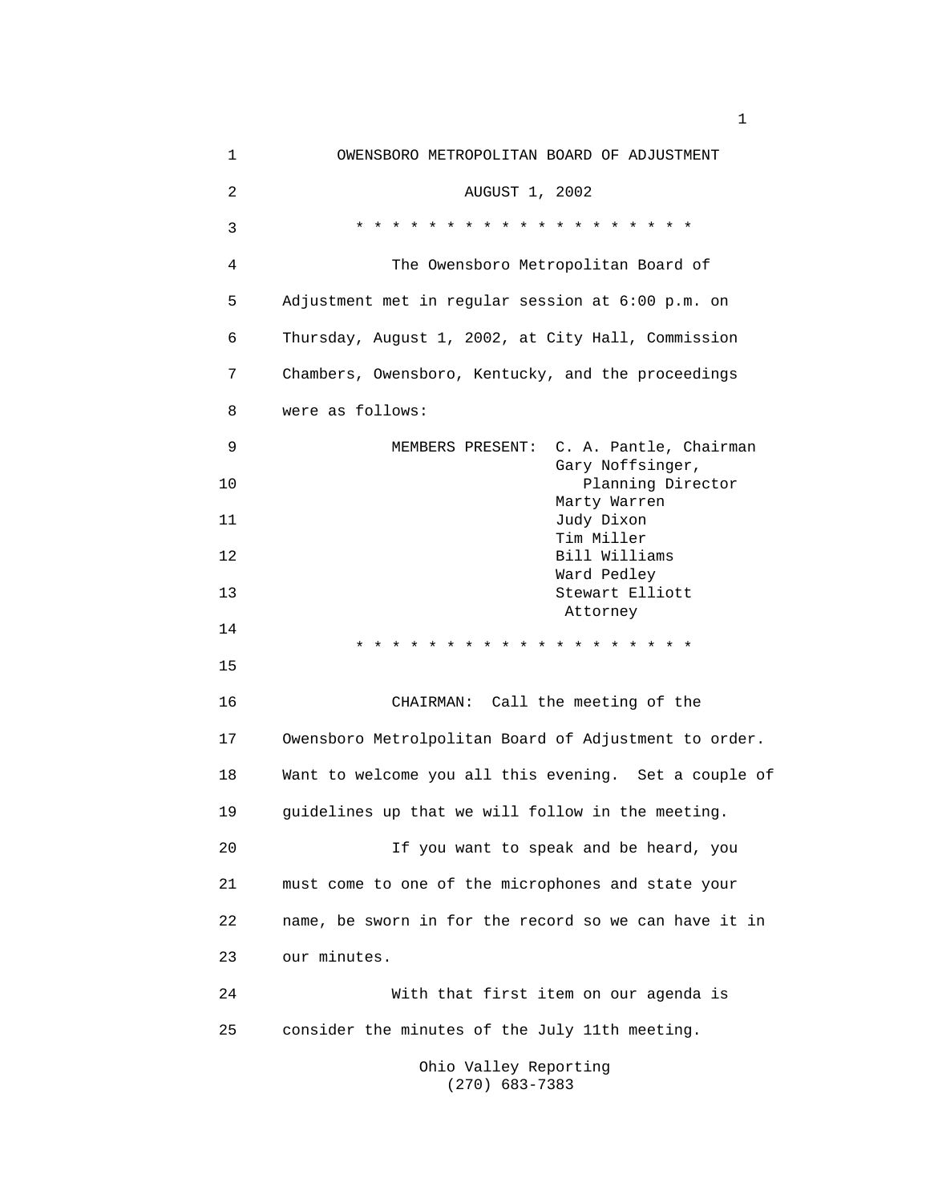# OWENSBORO METROPOLITAN BOARD OF ADJUSTMENT

AUGUST 1, 2002

* * * * * * * * * * * * * * * * * * * *

The Owensboro Metropolitan Board of Adjustment met in regular session at 6:00 p.m. on Thursday, August 1, 2002, at City Hall, Commission Chambers, Owensboro, Kentucky, and the proceedings were as follows:

MEMBERS PRESENT:
- C. A. Pantle, Chairman
- Gary Noffsinger, Planning Director
- Marty Warren
- Judy Dixon
- Tim Miller
- Bill Williams
- Ward Pedley
- Stewart Elliott, Attorney

* * * * * * * * * * * * * * * * * * * *

CHAIRMAN: Call the meeting of the Owensboro Metrolpolitan Board of Adjustment to order. Want to welcome you all this evening. Set a couple of guidelines up that we will follow in the meeting.

If you want to speak and be heard, you must come to one of the microphones and state your name, be sworn in for the record so we can have it in our minutes.

With that first item on our agenda is consider the minutes of the July 11th meeting.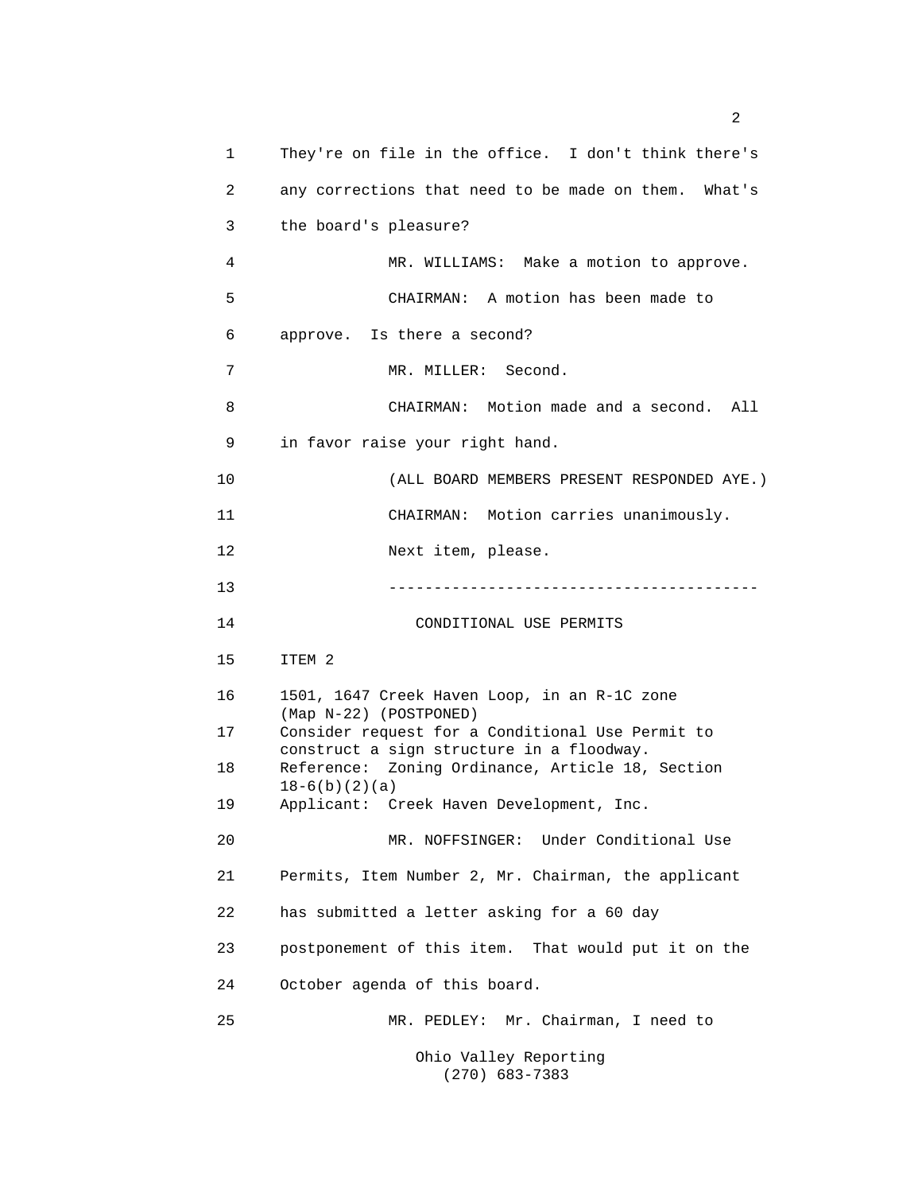They're on file in the office. I don't think there's any corrections that need to be made on them. What's the board's pleasure?

MR. WILLIAMS: Make a motion to approve.

CHAIRMAN: A motion has been made to approve. Is there a second?

MR. MILLER: Second.

CHAIRMAN: Motion made and a second. All in favor raise your right hand.

(ALL BOARD MEMBERS PRESENT RESPONDED AYE.)

CHAIRMAN: Motion carries unanimously.

Next item, please.

----------------------------------------

CONDITIONAL USE PERMITS

ITEM 2

1501, 1647 Creek Haven Loop, in an R-1C zone (Map N-22) (POSTPONED)
Consider request for a Conditional Use Permit to construct a sign structure in a floodway.
Reference: Zoning Ordinance, Article 18, Section 18-6(b)(2)(a)
Applicant: Creek Haven Development, Inc.

MR. NOFFSINGER: Under Conditional Use Permits, Item Number 2, Mr. Chairman, the applicant has submitted a letter asking for a 60 day postponement of this item. That would put it on the October agenda of this board.

MR. PEDLEY: Mr. Chairman, I need to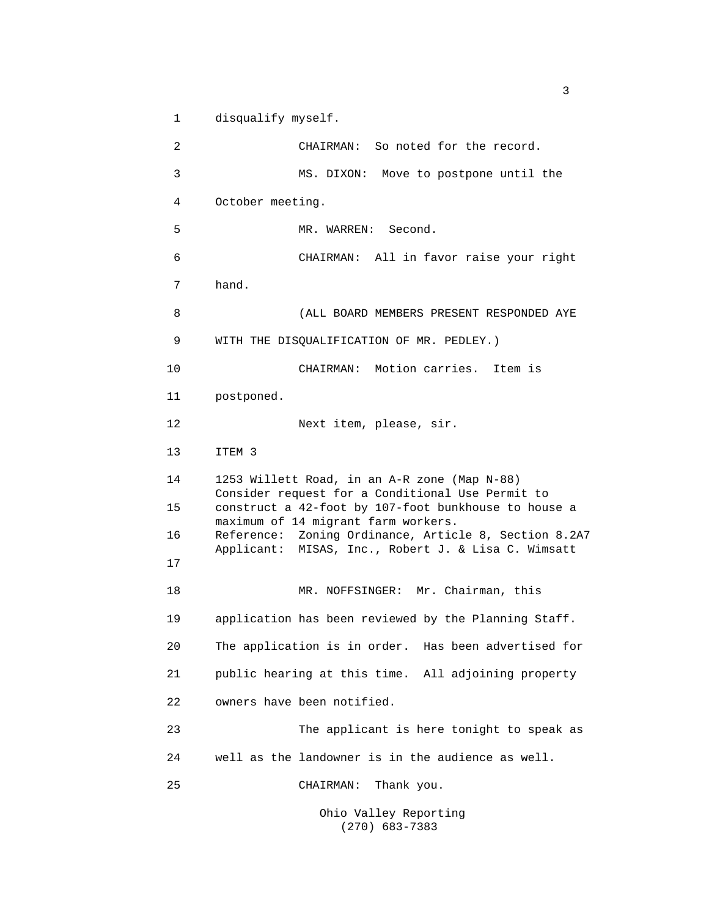disqualify myself.

CHAIRMAN: So noted for the record.

MS. DIXON: Move to postpone until the October meeting.

MR. WARREN: Second.

CHAIRMAN: All in favor raise your right hand.

(ALL BOARD MEMBERS PRESENT RESPONDED AYE WITH THE DISQUALIFICATION OF MR. PEDLEY.)

CHAIRMAN: Motion carries. Item is postponed.

Next item, please, sir.

ITEM 3

1253 Willett Road, in an A-R zone (Map N-88)
Consider request for a Conditional Use Permit to construct a 42-foot by 107-foot bunkhouse to house a maximum of 14 migrant farm workers.
Reference: Zoning Ordinance, Article 8, Section 8.2A7
Applicant: MISAS, Inc., Robert J. & Lisa C. Wimsatt

MR. NOFFSINGER: Mr. Chairman, this application has been reviewed by the Planning Staff. The application is in order. Has been advertised for public hearing at this time. All adjoining property owners have been notified.

The applicant is here tonight to speak as well as the landowner is in the audience as well.

CHAIRMAN: Thank you.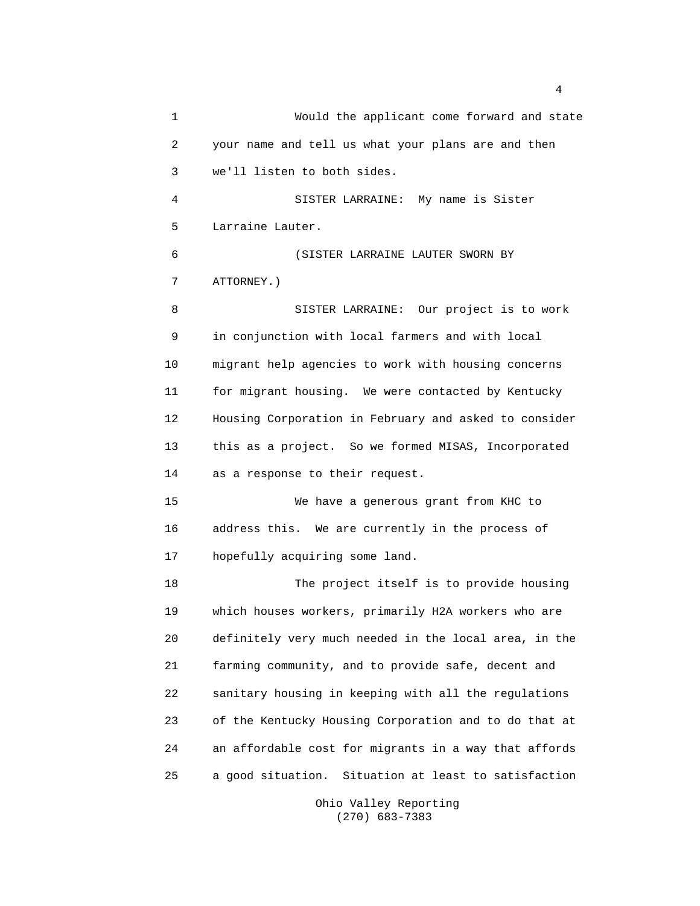Would the applicant come forward and state your name and tell us what your plans are and then we'll listen to both sides.

SISTER LARRAINE: My name is Sister Larraine Lauter.

(SISTER LARRAINE LAUTER SWORN BY ATTORNEY.)

SISTER LARRAINE: Our project is to work in conjunction with local farmers and with local migrant help agencies to work with housing concerns for migrant housing. We were contacted by Kentucky Housing Corporation in February and asked to consider this as a project. So we formed MISAS, Incorporated as a response to their request.

We have a generous grant from KHC to address this. We are currently in the process of hopefully acquiring some land.

The project itself is to provide housing which houses workers, primarily H2A workers who are definitely very much needed in the local area, in the farming community, and to provide safe, decent and sanitary housing in keeping with all the regulations of the Kentucky Housing Corporation and to do that at an affordable cost for migrants in a way that affords a good situation. Situation at least to satisfaction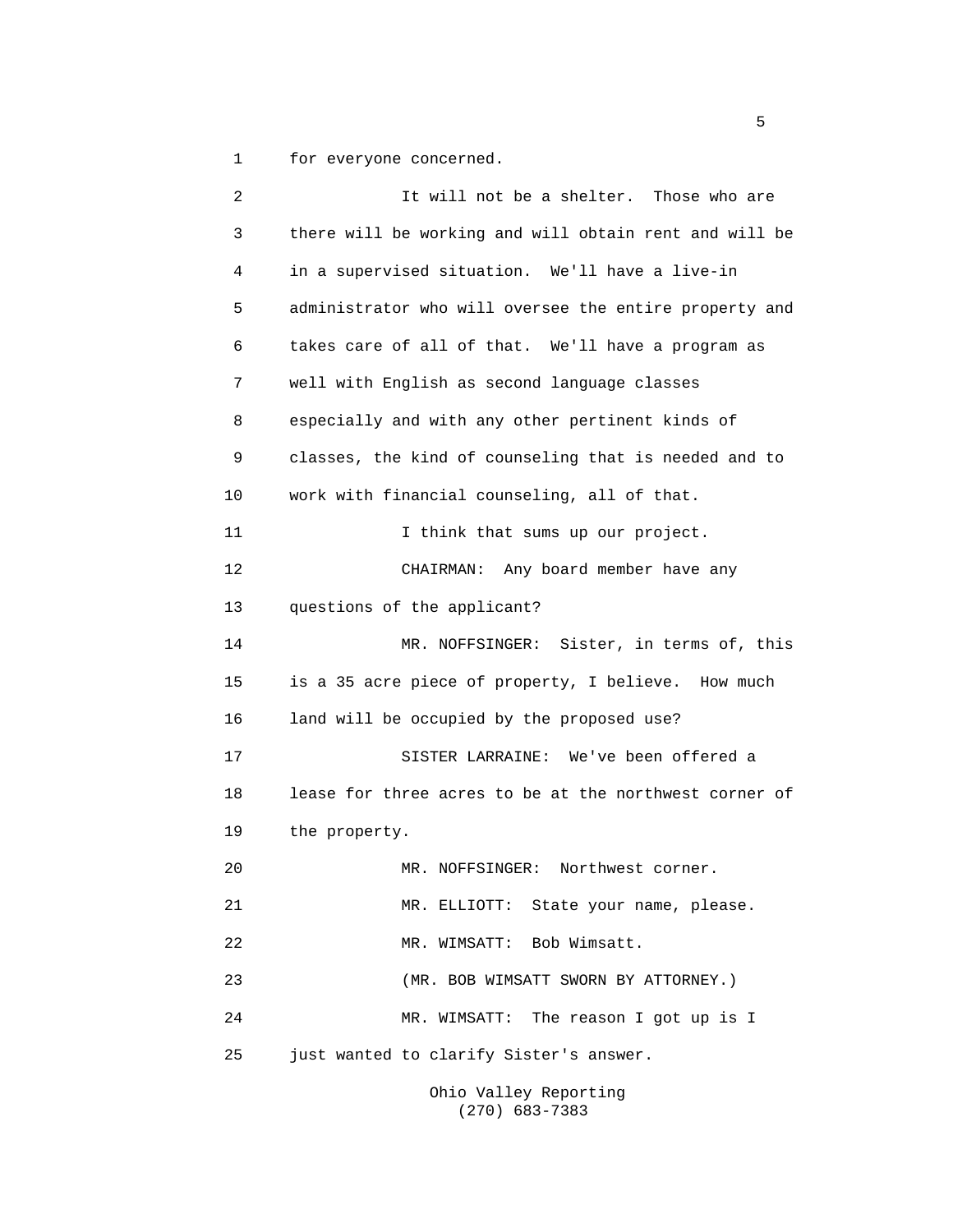for everyone concerned.

It will not be a shelter. Those who are there will be working and will obtain rent and will be in a supervised situation. We'll have a live-in administrator who will oversee the entire property and takes care of all of that. We'll have a program as well with English as second language classes especially and with any other pertinent kinds of classes, the kind of counseling that is needed and to work with financial counseling, all of that.

I think that sums up our project.

CHAIRMAN: Any board member have any questions of the applicant?

MR. NOFFSINGER: Sister, in terms of, this is a 35 acre piece of property, I believe. How much land will be occupied by the proposed use?

SISTER LARRAINE: We've been offered a lease for three acres to be at the northwest corner of the property.

MR. NOFFSINGER: Northwest corner.

MR. ELLIOTT: State your name, please.

MR. WIMSATT: Bob Wimsatt.

(MR. BOB WIMSATT SWORN BY ATTORNEY.)

MR. WIMSATT: The reason I got up is I just wanted to clarify Sister's answer.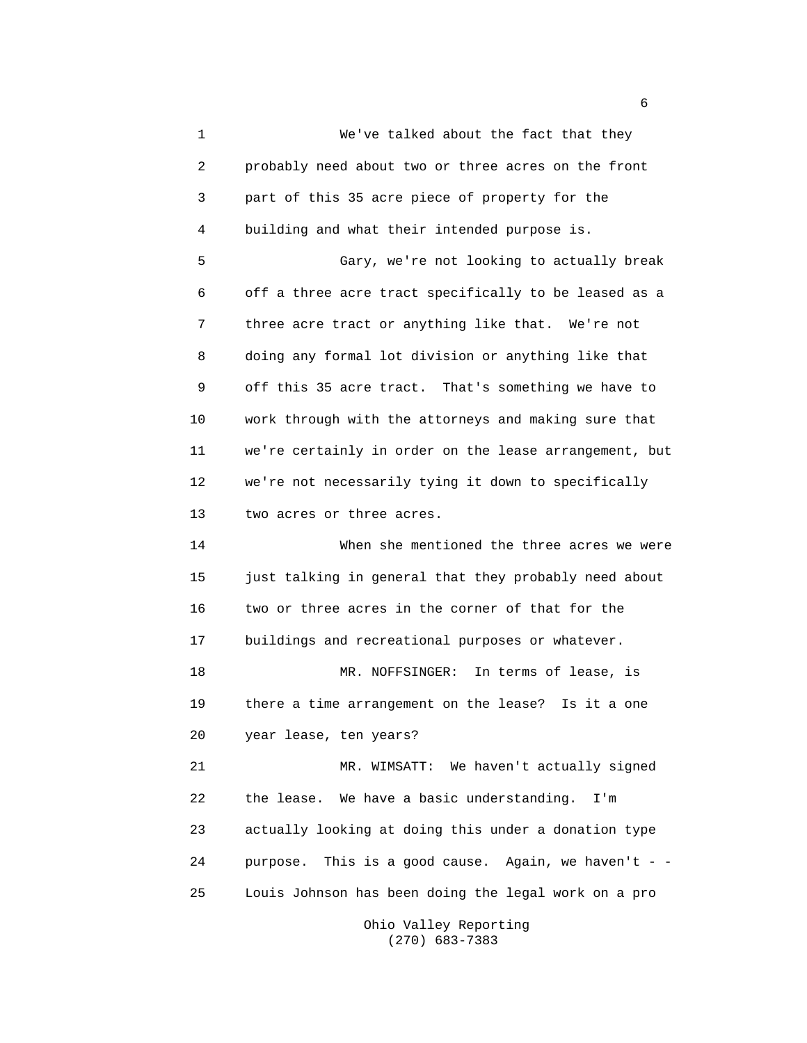We've talked about the fact that they probably need about two or three acres on the front part of this 35 acre piece of property for the building and what their intended purpose is.

Gary, we're not looking to actually break off a three acre tract specifically to be leased as a three acre tract or anything like that. We're not doing any formal lot division or anything like that off this 35 acre tract. That's something we have to work through with the attorneys and making sure that we're certainly in order on the lease arrangement, but we're not necessarily tying it down to specifically two acres or three acres.

When she mentioned the three acres we were just talking in general that they probably need about two or three acres in the corner of that for the buildings and recreational purposes or whatever.

MR. NOFFSINGER: In terms of lease, is there a time arrangement on the lease? Is it a one year lease, ten years?

MR. WIMSATT: We haven't actually signed the lease. We have a basic understanding. I'm actually looking at doing this under a donation type purpose. This is a good cause. Again, we haven't - - Louis Johnson has been doing the legal work on a pro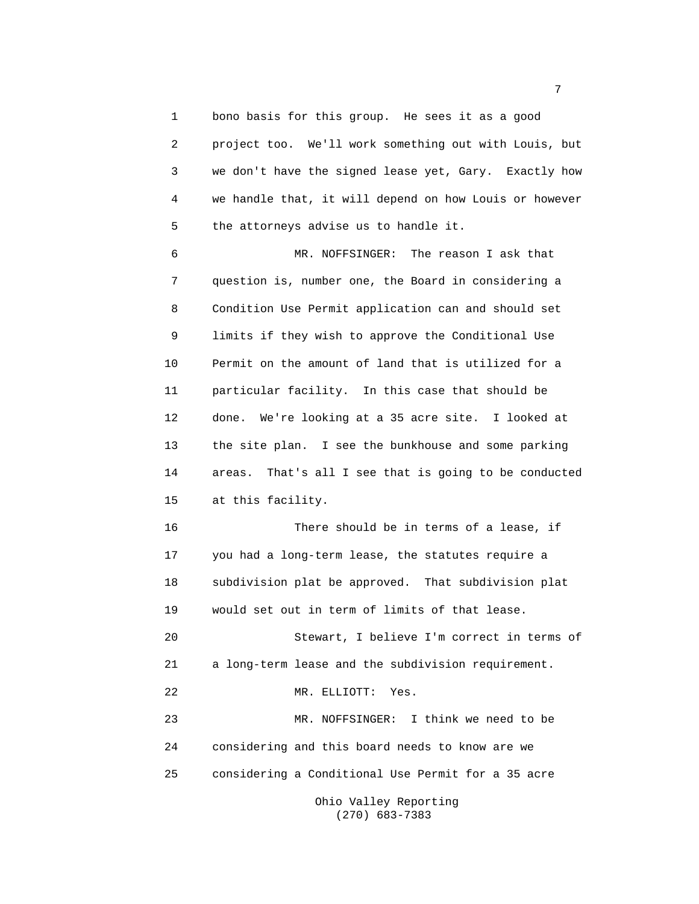bono basis for this group. He sees it as a good project too. We'll work something out with Louis, but we don't have the signed lease yet, Gary. Exactly how we handle that, it will depend on how Louis or however the attorneys advise us to handle it.

MR. NOFFSINGER: The reason I ask that question is, number one, the Board in considering a Condition Use Permit application can and should set limits if they wish to approve the Conditional Use Permit on the amount of land that is utilized for a particular facility. In this case that should be done. We're looking at a 35 acre site. I looked at the site plan. I see the bunkhouse and some parking areas. That's all I see that is going to be conducted at this facility.

There should be in terms of a lease, if you had a long-term lease, the statutes require a subdivision plat be approved. That subdivision plat would set out in term of limits of that lease.

Stewart, I believe I'm correct in terms of a long-term lease and the subdivision requirement.

MR. ELLIOTT: Yes.

MR. NOFFSINGER: I think we need to be considering and this board needs to know are we considering a Conditional Use Permit for a 35 acre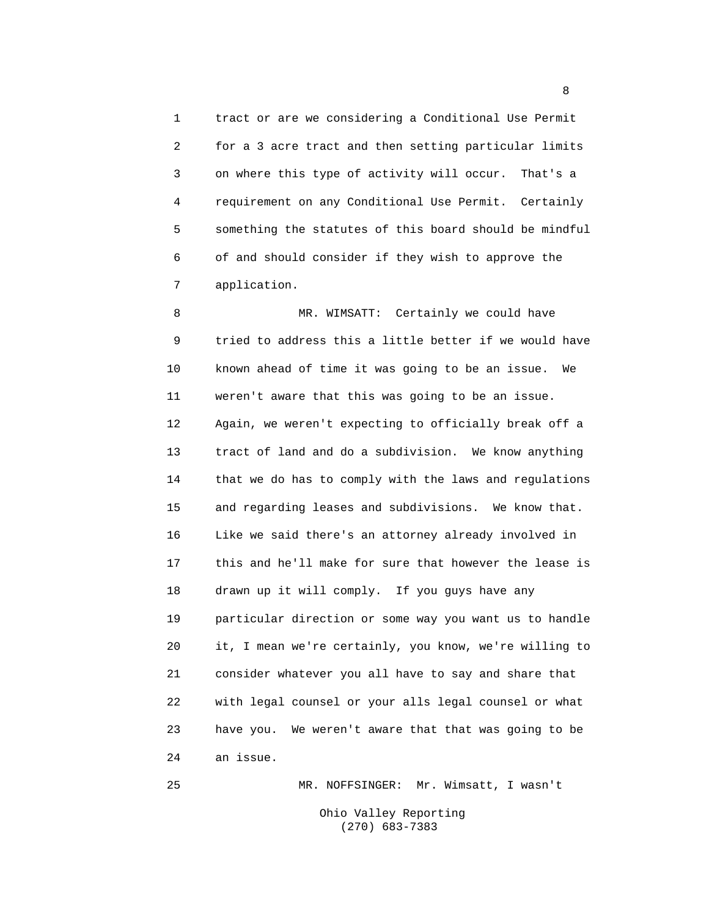tract or are we considering a Conditional Use Permit for a 3 acre tract and then setting particular limits on where this type of activity will occur. That's a requirement on any Conditional Use Permit. Certainly something the statutes of this board should be mindful of and should consider if they wish to approve the application.

MR. WIMSATT: Certainly we could have tried to address this a little better if we would have known ahead of time it was going to be an issue. We weren't aware that this was going to be an issue. Again, we weren't expecting to officially break off a tract of land and do a subdivision. We know anything that we do has to comply with the laws and regulations and regarding leases and subdivisions. We know that. Like we said there's an attorney already involved in this and he'll make for sure that however the lease is drawn up it will comply. If you guys have any particular direction or some way you want us to handle it, I mean we're certainly, you know, we're willing to consider whatever you all have to say and share that with legal counsel or your alls legal counsel or what have you. We weren't aware that that was going to be an issue.

MR. NOFFSINGER: Mr. Wimsatt, I wasn't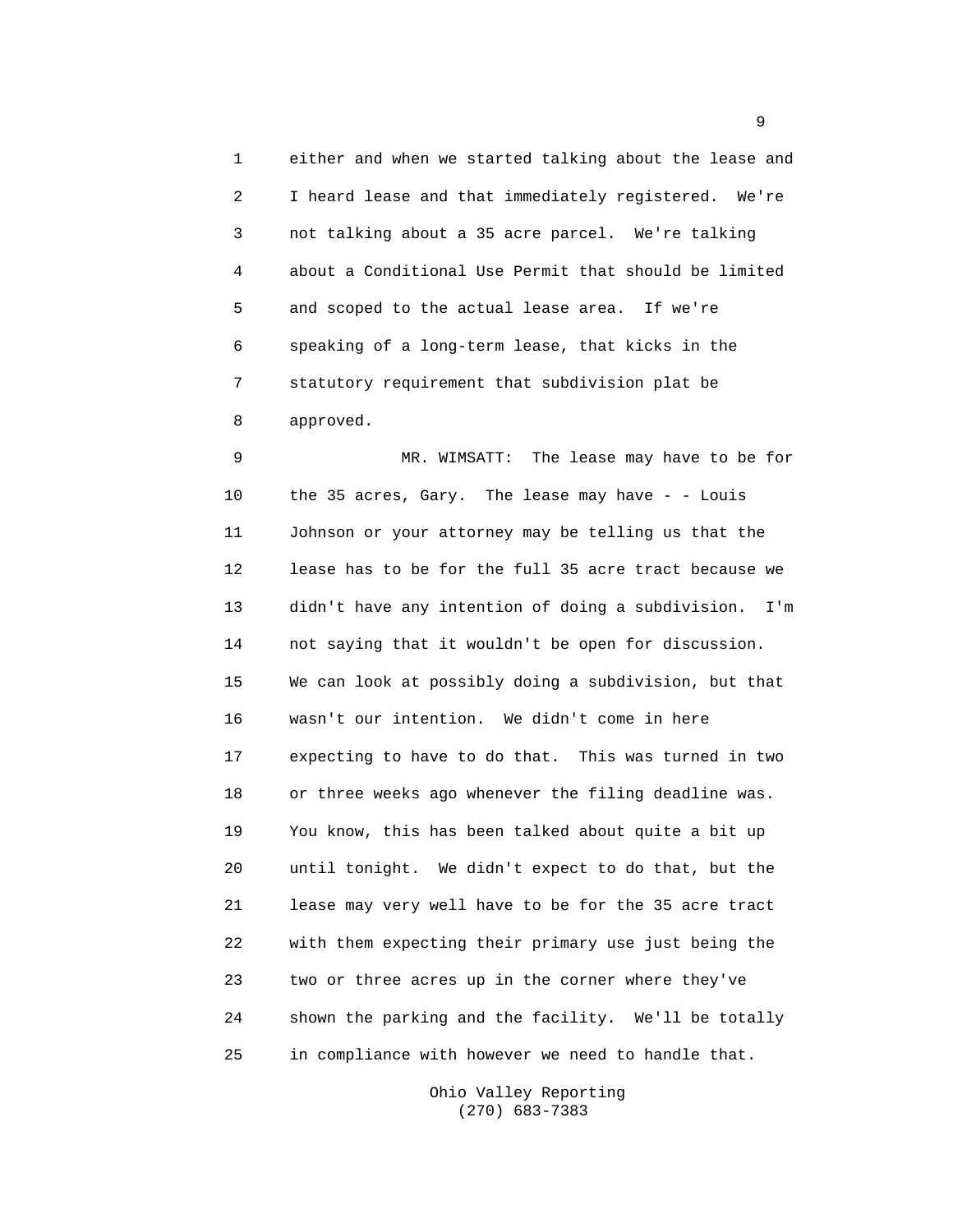either and when we started talking about the lease and I heard lease and that immediately registered. We're not talking about a 35 acre parcel. We're talking about a Conditional Use Permit that should be limited and scoped to the actual lease area. If we're speaking of a long-term lease, that kicks in the statutory requirement that subdivision plat be approved.

MR. WIMSATT: The lease may have to be for the 35 acres, Gary. The lease may have - - Louis Johnson or your attorney may be telling us that the lease has to be for the full 35 acre tract because we didn't have any intention of doing a subdivision. I'm not saying that it wouldn't be open for discussion. We can look at possibly doing a subdivision, but that wasn't our intention. We didn't come in here expecting to have to do that. This was turned in two or three weeks ago whenever the filing deadline was. You know, this has been talked about quite a bit up until tonight. We didn't expect to do that, but the lease may very well have to be for the 35 acre tract with them expecting their primary use just being the two or three acres up in the corner where they've shown the parking and the facility. We'll be totally in compliance with however we need to handle that.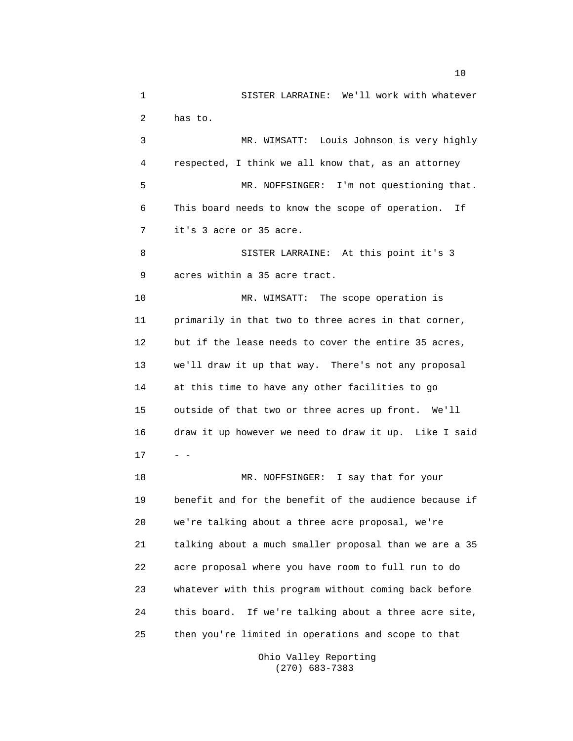SISTER LARRAINE: We'll work with whatever has to.

MR. WIMSATT: Louis Johnson is very highly respected, I think we all know that, as an attorney

MR. NOFFSINGER: I'm not questioning that. This board needs to know the scope of operation. If it's 3 acre or 35 acre.

SISTER LARRAINE: At this point it's 3 acres within a 35 acre tract.

MR. WIMSATT: The scope operation is primarily in that two to three acres in that corner, but if the lease needs to cover the entire 35 acres, we'll draw it up that way. There's not any proposal at this time to have any other facilities to go outside of that two or three acres up front. We'll draw it up however we need to draw it up. Like I said - -

MR. NOFFSINGER: I say that for your benefit and for the benefit of the audience because if we're talking about a three acre proposal, we're talking about a much smaller proposal than we are a 35 acre proposal where you have room to full run to do whatever with this program without coming back before this board. If we're talking about a three acre site, then you're limited in operations and scope to that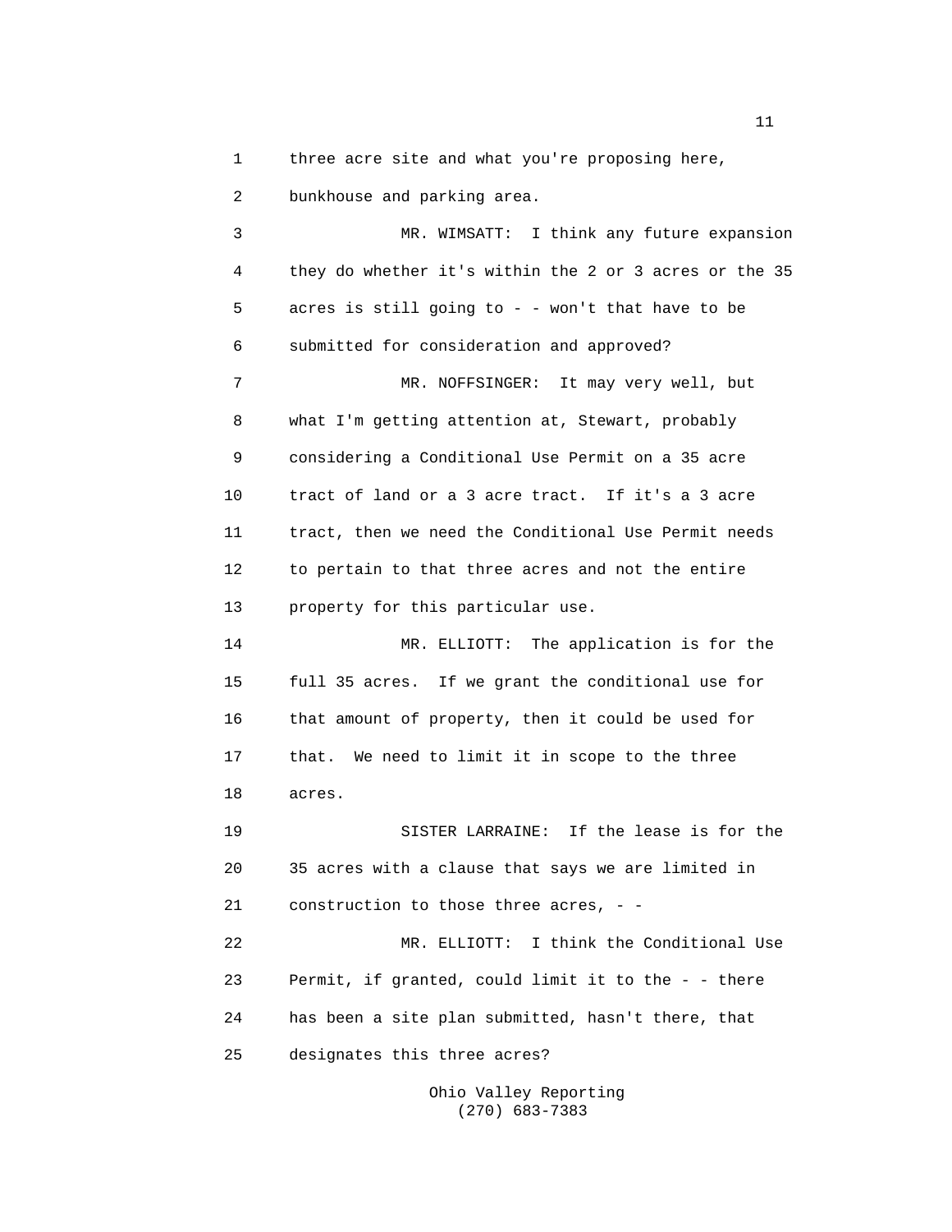1 three acre site and what you're proposing here,

2 bunkhouse and parking area.

3 MR. WIMSATT: I think any future expansion

4 they do whether it's within the 2 or 3 acres or the 35

5 acres is still going to - - won't that have to be

6 submitted for consideration and approved?

7 MR. NOFFSINGER: It may very well, but

8 what I'm getting attention at, Stewart, probably

9 considering a Conditional Use Permit on a 35 acre

10 tract of land or a 3 acre tract. If it's a 3 acre

11 tract, then we need the Conditional Use Permit needs

12 to pertain to that three acres and not the entire

13 property for this particular use.

14 MR. ELLIOTT: The application is for the

15 full 35 acres. If we grant the conditional use for

16 that amount of property, then it could be used for

17 that. We need to limit it in scope to the three

18 acres.

19 SISTER LARRAINE: If the lease is for the

20 35 acres with a clause that says we are limited in

21 construction to those three acres, - -

22 MR. ELLIOTT: I think the Conditional Use

23 Permit, if granted, could limit it to the - - there

24 has been a site plan submitted, hasn't there, that

25 designates this three acres?

Ohio Valley Reporting
(270) 683-7383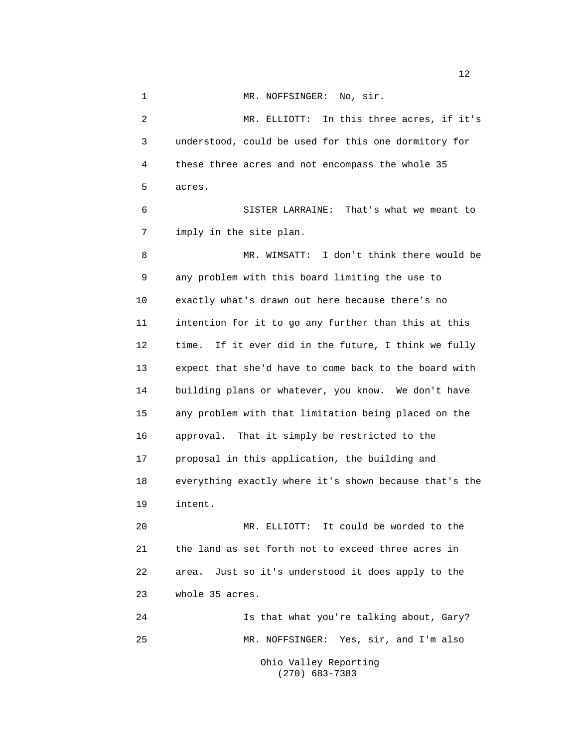1 MR. NOFFSINGER: No, sir.

2 MR. ELLIOTT: In this three acres, if it's

3 understood, could be used for this one dormitory for

4 these three acres and not encompass the whole 35

5 acres.

6 SISTER LARRAINE: That's what we meant to

7 imply in the site plan.

8 MR. WIMSATT: I don't think there would be

9 any problem with this board limiting the use to

10 exactly what's drawn out here because there's no

11 intention for it to go any further than this at this

12 time. If it ever did in the future, I think we fully

13 expect that she'd have to come back to the board with

14 building plans or whatever, you know. We don't have

15 any problem with that limitation being placed on the

16 approval. That it simply be restricted to the

17 proposal in this application, the building and

18 everything exactly where it's shown because that's the

19 intent.

20 MR. ELLIOTT: It could be worded to the

21 the land as set forth not to exceed three acres in

22 area. Just so it's understood it does apply to the

23 whole 35 acres.

24 Is that what you're talking about, Gary?

25 MR. NOFFSINGER: Yes, sir, and I'm also

Ohio Valley Reporting
(270) 683-7383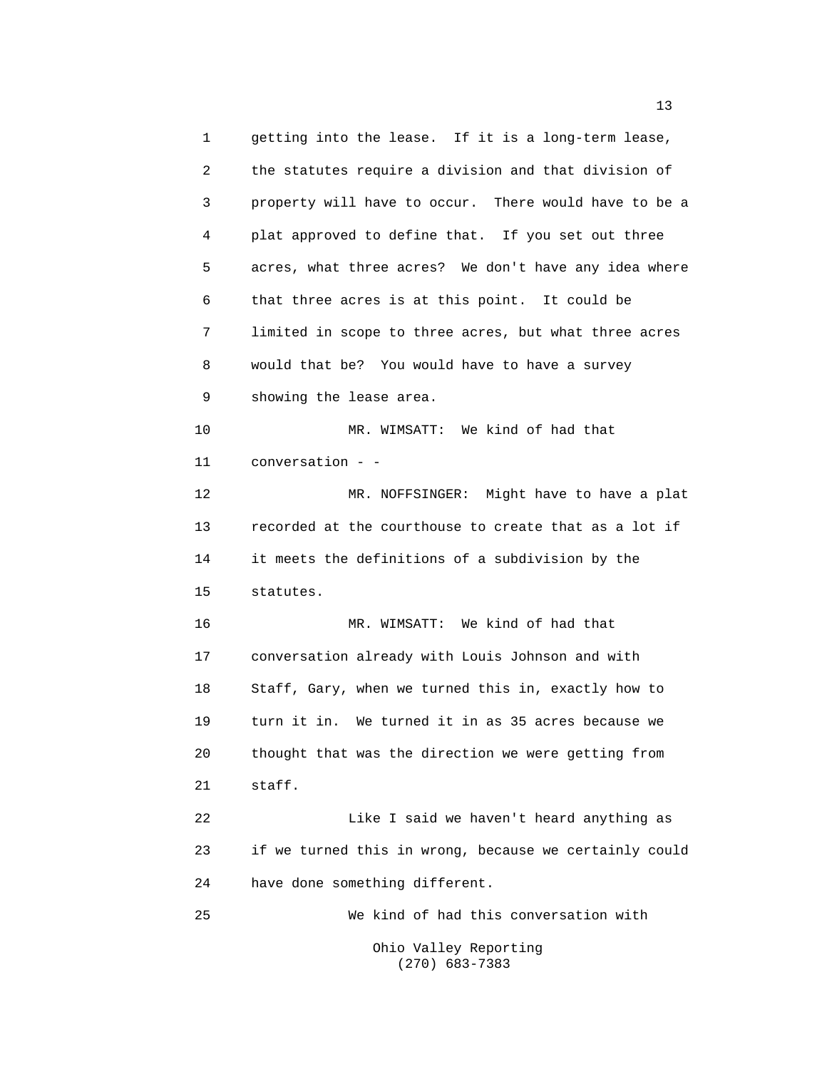getting into the lease. If it is a long-term lease, the statutes require a division and that division of property will have to occur. There would have to be a plat approved to define that. If you set out three acres, what three acres? We don't have any idea where that three acres is at this point. It could be limited in scope to three acres, but what three acres would that be? You would have to have a survey showing the lease area.

MR. WIMSATT: We kind of had that conversation - -

MR. NOFFSINGER: Might have to have a plat recorded at the courthouse to create that as a lot if it meets the definitions of a subdivision by the statutes.

MR. WIMSATT: We kind of had that conversation already with Louis Johnson and with Staff, Gary, when we turned this in, exactly how to turn it in. We turned it in as 35 acres because we thought that was the direction we were getting from staff.

Like I said we haven't heard anything as if we turned this in wrong, because we certainly could have done something different.

We kind of had this conversation with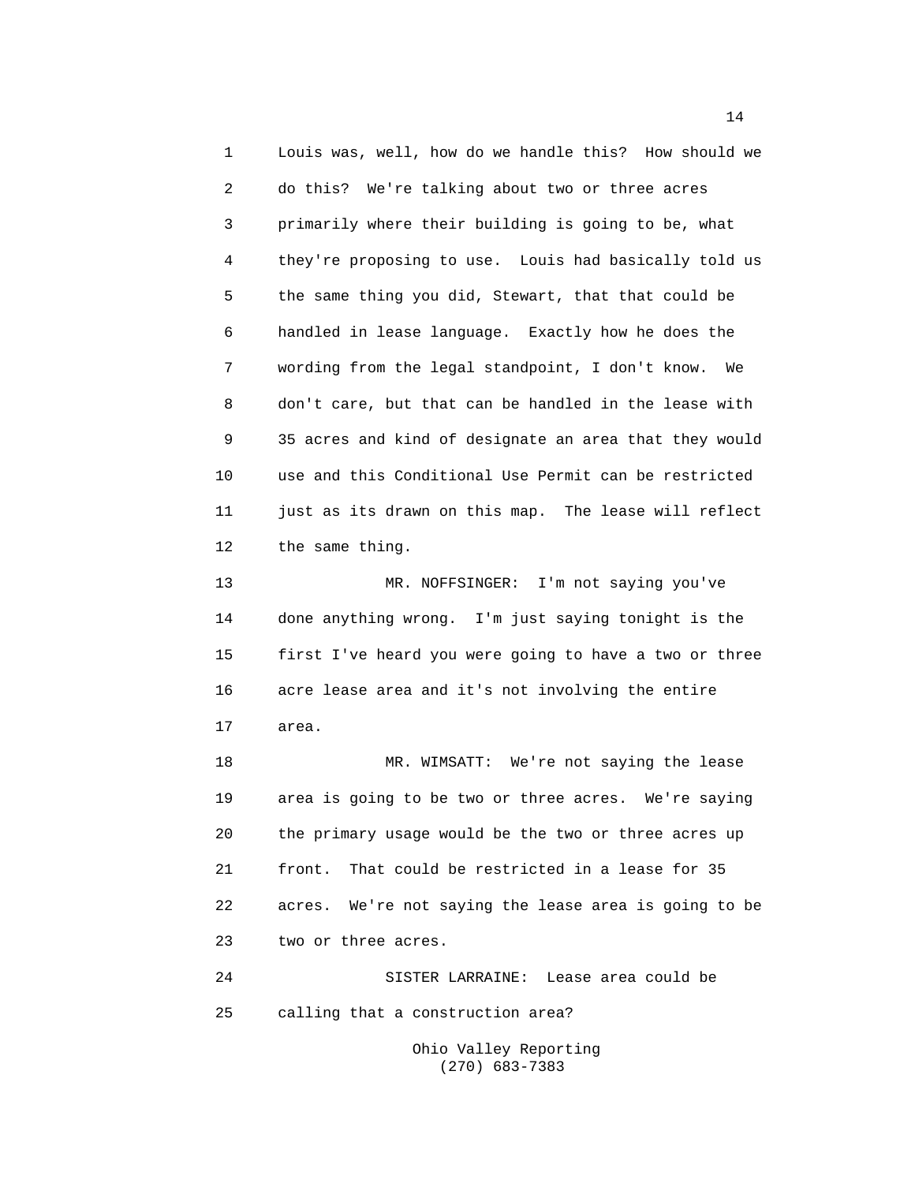Louis was, well, how do we handle this? How should we do this? We're talking about two or three acres primarily where their building is going to be, what they're proposing to use. Louis had basically told us the same thing you did, Stewart, that that could be handled in lease language. Exactly how he does the wording from the legal standpoint, I don't know. We don't care, but that can be handled in the lease with 35 acres and kind of designate an area that they would use and this Conditional Use Permit can be restricted just as its drawn on this map. The lease will reflect the same thing.

MR. NOFFSINGER: I'm not saying you've done anything wrong. I'm just saying tonight is the first I've heard you were going to have a two or three acre lease area and it's not involving the entire area.

MR. WIMSATT: We're not saying the lease area is going to be two or three acres. We're saying the primary usage would be the two or three acres up front. That could be restricted in a lease for 35 acres. We're not saying the lease area is going to be two or three acres.

SISTER LARRAINE: Lease area could be calling that a construction area?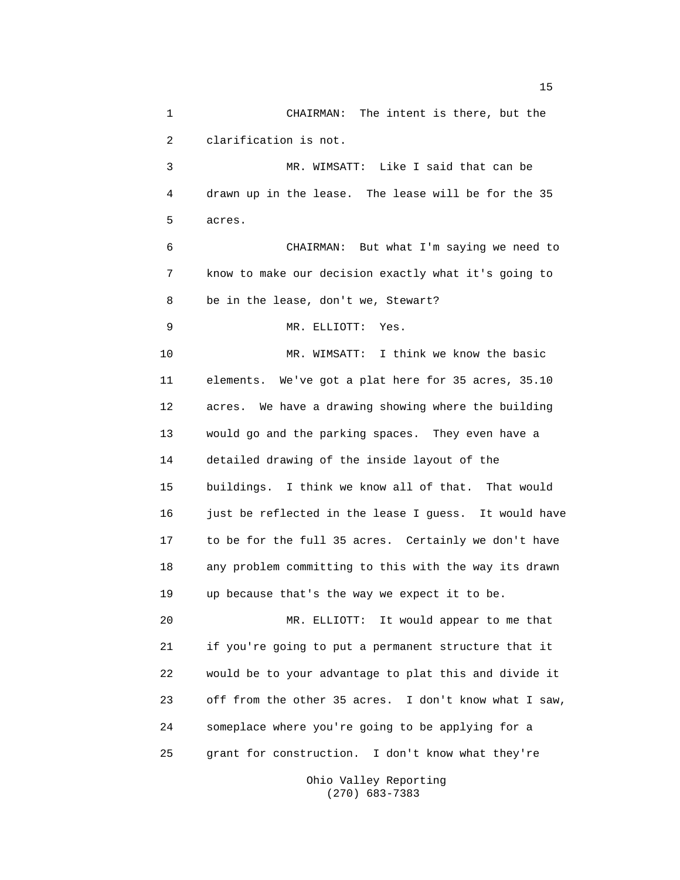CHAIRMAN: The intent is there, but the clarification is not.

MR. WIMSATT: Like I said that can be drawn up in the lease. The lease will be for the 35 acres.

CHAIRMAN: But what I'm saying we need to know to make our decision exactly what it's going to be in the lease, don't we, Stewart?

MR. ELLIOTT: Yes.

MR. WIMSATT: I think we know the basic elements. We've got a plat here for 35 acres, 35.10 acres. We have a drawing showing where the building would go and the parking spaces. They even have a detailed drawing of the inside layout of the buildings. I think we know all of that. That would just be reflected in the lease I guess. It would have to be for the full 35 acres. Certainly we don't have any problem committing to this with the way its drawn up because that's the way we expect it to be.

MR. ELLIOTT: It would appear to me that if you're going to put a permanent structure that it would be to your advantage to plat this and divide it off from the other 35 acres. I don't know what I saw, someplace where you're going to be applying for a grant for construction. I don't know what they're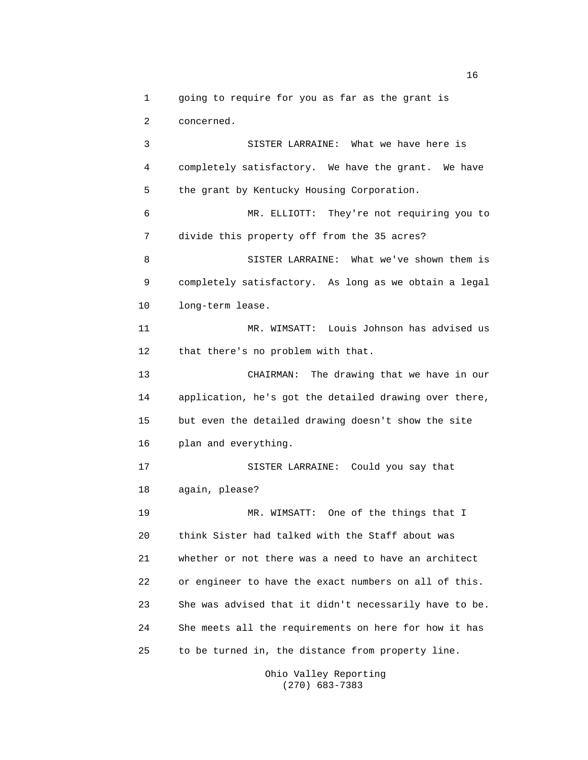going to require for you as far as the grant is concerned.

SISTER LARRAINE: What we have here is completely satisfactory. We have the grant. We have the grant by Kentucky Housing Corporation.

MR. ELLIOTT: They're not requiring you to divide this property off from the 35 acres?

SISTER LARRAINE: What we've shown them is completely satisfactory. As long as we obtain a legal long-term lease.

MR. WIMSATT: Louis Johnson has advised us that there's no problem with that.

CHAIRMAN: The drawing that we have in our application, he's got the detailed drawing over there, but even the detailed drawing doesn't show the site plan and everything.

SISTER LARRAINE: Could you say that again, please?

MR. WIMSATT: One of the things that I think Sister had talked with the Staff about was whether or not there was a need to have an architect or engineer to have the exact numbers on all of this. She was advised that it didn't necessarily have to be. She meets all the requirements on here for how it has to be turned in, the distance from property line.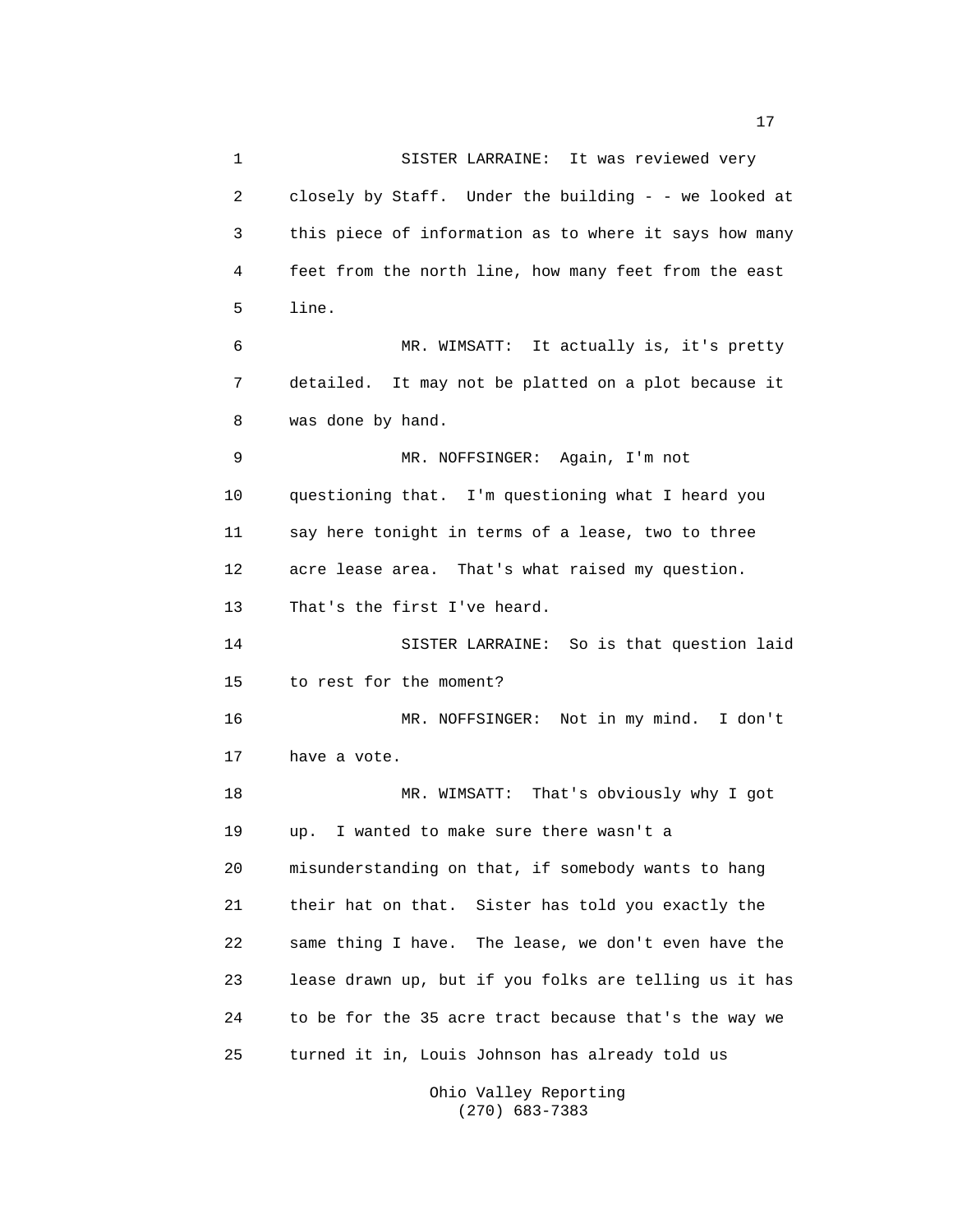SISTER LARRAINE: It was reviewed very closely by Staff. Under the building - - we looked at this piece of information as to where it says how many feet from the north line, how many feet from the east line.

MR. WIMSATT: It actually is, it's pretty detailed. It may not be platted on a plot because it was done by hand.

MR. NOFFSINGER: Again, I'm not questioning that. I'm questioning what I heard you say here tonight in terms of a lease, two to three acre lease area. That's what raised my question. That's the first I've heard.

SISTER LARRAINE: So is that question laid to rest for the moment?

MR. NOFFSINGER: Not in my mind. I don't have a vote.

MR. WIMSATT: That's obviously why I got up. I wanted to make sure there wasn't a misunderstanding on that, if somebody wants to hang their hat on that. Sister has told you exactly the same thing I have. The lease, we don't even have the lease drawn up, but if you folks are telling us it has to be for the 35 acre tract because that's the way we turned it in, Louis Johnson has already told us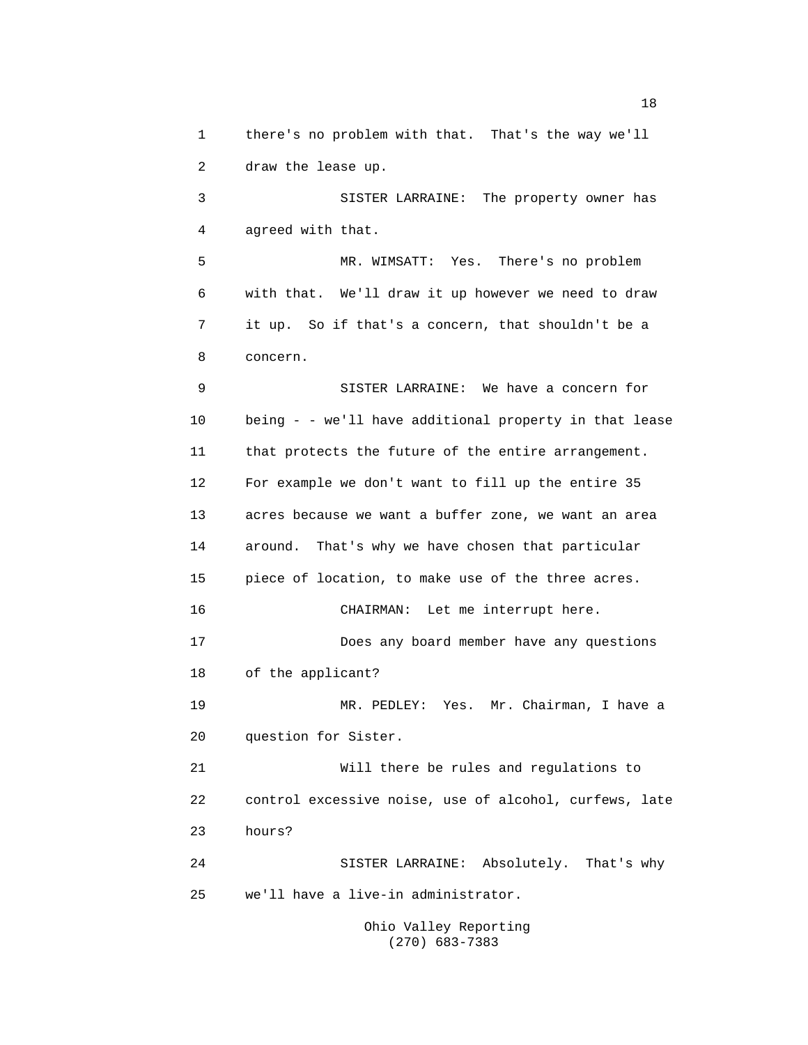there's no problem with that. That's the way we'll draw the lease up.

SISTER LARRAINE: The property owner has agreed with that.

MR. WIMSATT: Yes. There's no problem with that. We'll draw it up however we need to draw it up. So if that's a concern, that shouldn't be a concern.

SISTER LARRAINE: We have a concern for being - - we'll have additional property in that lease that protects the future of the entire arrangement. For example we don't want to fill up the entire 35 acres because we want a buffer zone, we want an area around. That's why we have chosen that particular piece of location, to make use of the three acres.

CHAIRMAN: Let me interrupt here.

Does any board member have any questions of the applicant?

MR. PEDLEY: Yes. Mr. Chairman, I have a question for Sister.

Will there be rules and regulations to control excessive noise, use of alcohol, curfews, late hours?

SISTER LARRAINE: Absolutely. That's why we'll have a live-in administrator.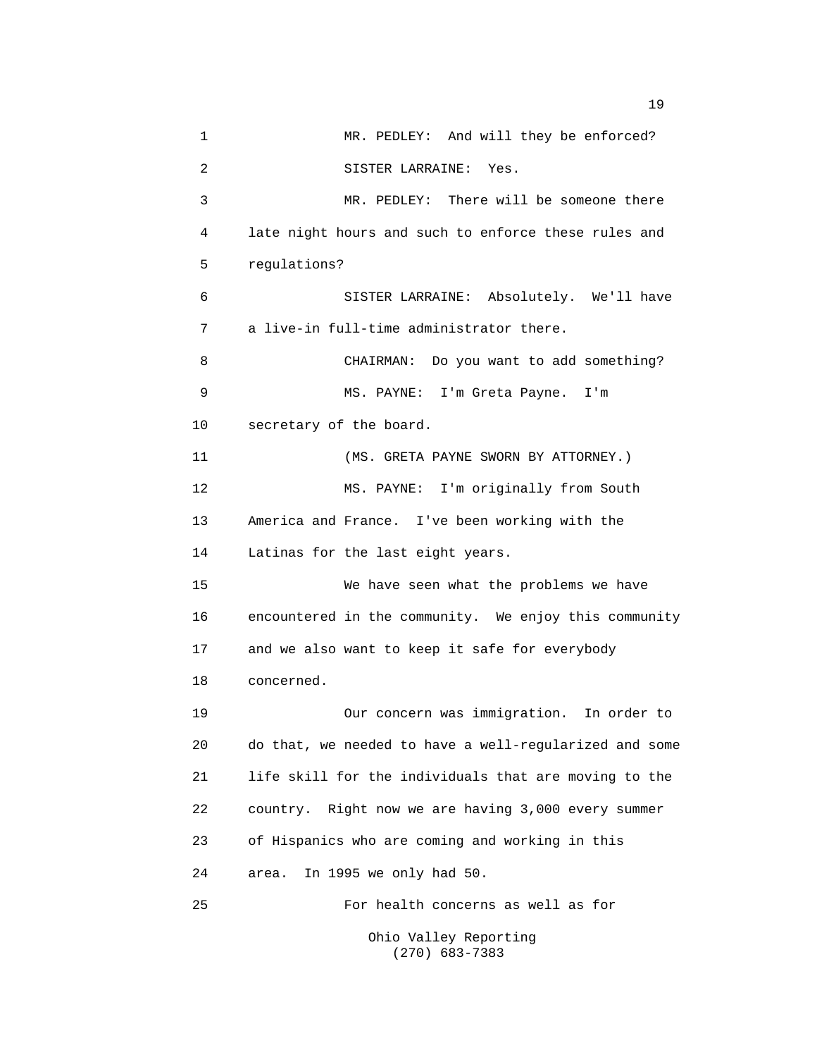MR. PEDLEY: And will they be enforced?

SISTER LARRAINE: Yes.

MR. PEDLEY: There will be someone there late night hours and such to enforce these rules and regulations?

SISTER LARRAINE: Absolutely. We'll have a live-in full-time administrator there.

CHAIRMAN: Do you want to add something?

MS. PAYNE: I'm Greta Payne. I'm secretary of the board.

(MS. GRETA PAYNE SWORN BY ATTORNEY.)

MS. PAYNE: I'm originally from South America and France. I've been working with the Latinas for the last eight years.

We have seen what the problems we have encountered in the community. We enjoy this community and we also want to keep it safe for everybody concerned.

Our concern was immigration. In order to do that, we needed to have a well-regularized and some life skill for the individuals that are moving to the country. Right now we are having 3,000 every summer of Hispanics who are coming and working in this area. In 1995 we only had 50.

For health concerns as well as for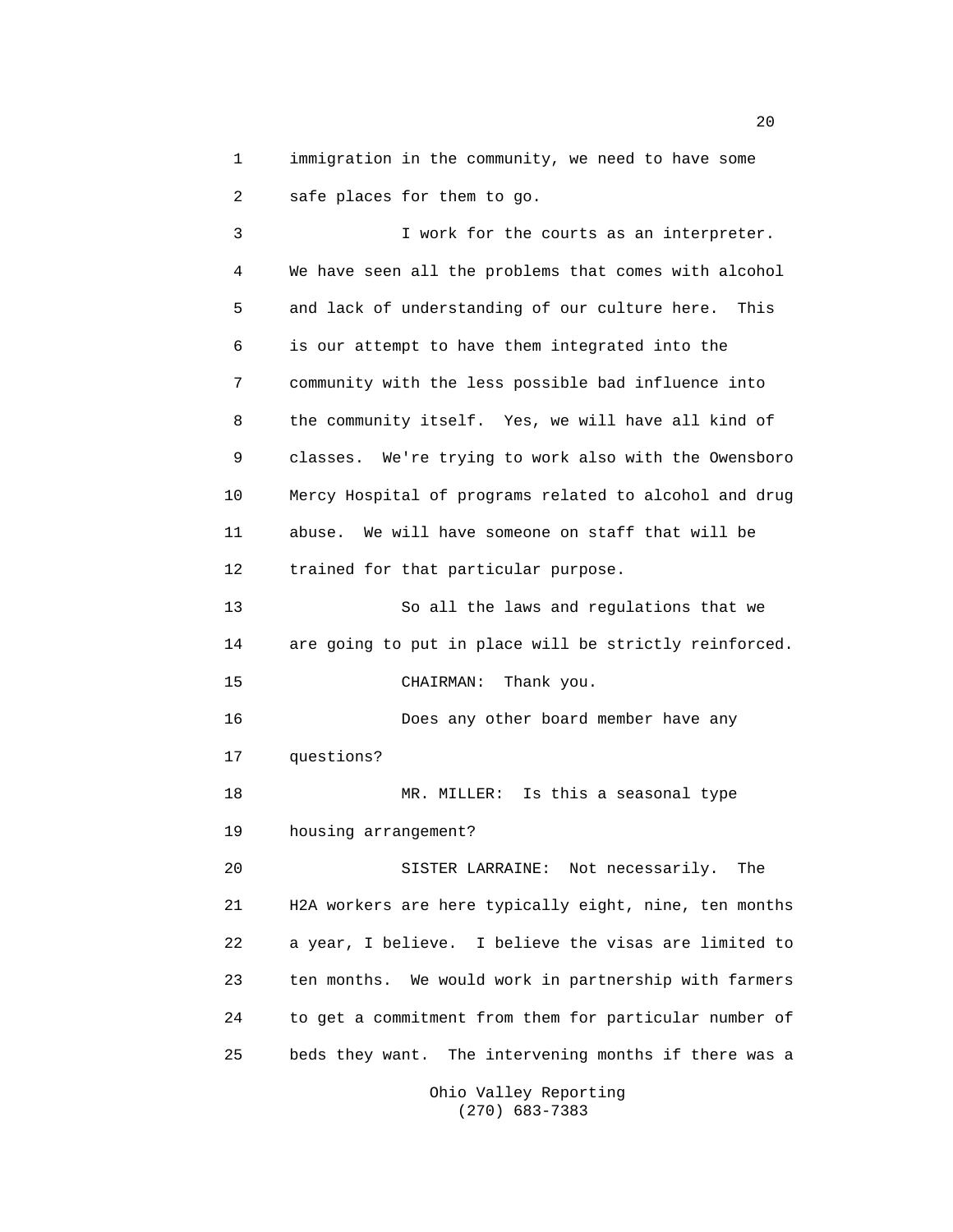immigration in the community, we need to have some safe places for them to go.

I work for the courts as an interpreter. We have seen all the problems that comes with alcohol and lack of understanding of our culture here. This is our attempt to have them integrated into the community with the less possible bad influence into the community itself. Yes, we will have all kind of classes. We're trying to work also with the Owensboro Mercy Hospital of programs related to alcohol and drug abuse. We will have someone on staff that will be trained for that particular purpose.

So all the laws and regulations that we are going to put in place will be strictly reinforced.

CHAIRMAN: Thank you.

Does any other board member have any questions?

MR. MILLER: Is this a seasonal type housing arrangement?

SISTER LARRAINE: Not necessarily. The H2A workers are here typically eight, nine, ten months a year, I believe. I believe the visas are limited to ten months. We would work in partnership with farmers to get a commitment from them for particular number of beds they want. The intervening months if there was a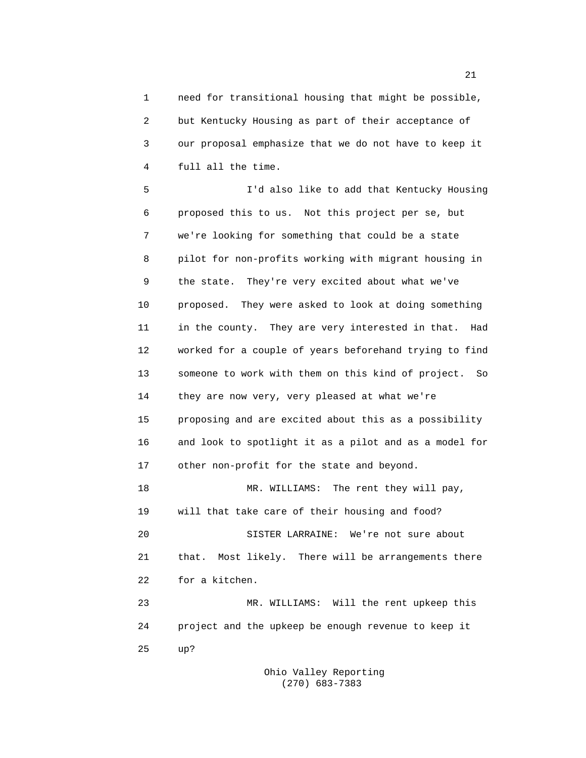need for transitional housing that might be possible, but Kentucky Housing as part of their acceptance of our proposal emphasize that we do not have to keep it full all the time.

I'd also like to add that Kentucky Housing proposed this to us. Not this project per se, but we're looking for something that could be a state pilot for non-profits working with migrant housing in the state. They're very excited about what we've proposed. They were asked to look at doing something in the county. They are very interested in that. Had worked for a couple of years beforehand trying to find someone to work with them on this kind of project. So they are now very, very pleased at what we're proposing and are excited about this as a possibility and look to spotlight it as a pilot and as a model for other non-profit for the state and beyond.

MR. WILLIAMS: The rent they will pay, will that take care of their housing and food?

SISTER LARRAINE: We're not sure about that. Most likely. There will be arrangements there for a kitchen.

MR. WILLIAMS: Will the rent upkeep this project and the upkeep be enough revenue to keep it up?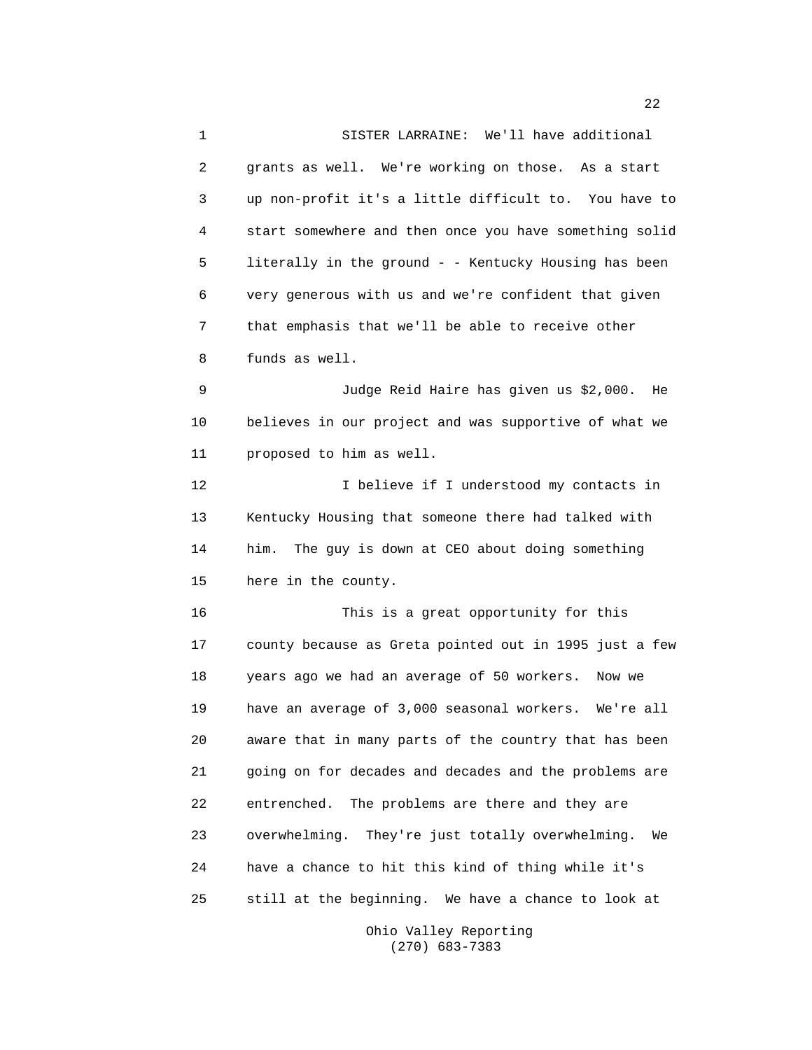SISTER LARRAINE: We'll have additional grants as well. We're working on those. As a start up non-profit it's a little difficult to. You have to start somewhere and then once you have something solid literally in the ground - - Kentucky Housing has been very generous with us and we're confident that given that emphasis that we'll be able to receive other funds as well.

Judge Reid Haire has given us $2,000. He believes in our project and was supportive of what we proposed to him as well.

I believe if I understood my contacts in Kentucky Housing that someone there had talked with him. The guy is down at CEO about doing something here in the county.

This is a great opportunity for this county because as Greta pointed out in 1995 just a few years ago we had an average of 50 workers. Now we have an average of 3,000 seasonal workers. We're all aware that in many parts of the country that has been going on for decades and decades and the problems are entrenched. The problems are there and they are overwhelming. They're just totally overwhelming. We have a chance to hit this kind of thing while it's still at the beginning. We have a chance to look at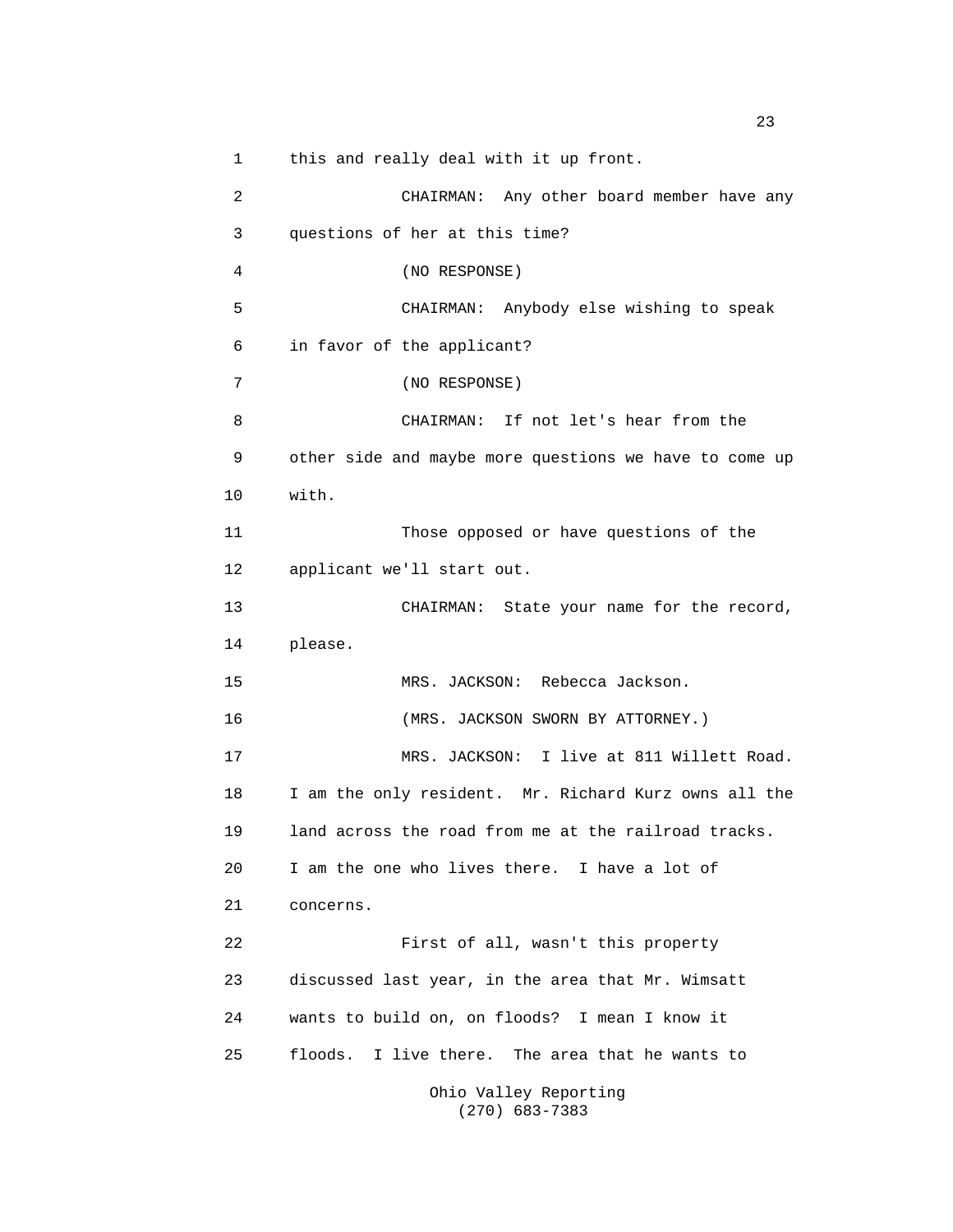this and really deal with it up front.

CHAIRMAN: Any other board member have any questions of her at this time?

(NO RESPONSE)

CHAIRMAN: Anybody else wishing to speak in favor of the applicant?

(NO RESPONSE)

CHAIRMAN: If not let's hear from the other side and maybe more questions we have to come up with.

Those opposed or have questions of the applicant we'll start out.

CHAIRMAN: State your name for the record, please.

MRS. JACKSON: Rebecca Jackson.

(MRS. JACKSON SWORN BY ATTORNEY.)

MRS. JACKSON: I live at 811 Willett Road. I am the only resident. Mr. Richard Kurz owns all the land across the road from me at the railroad tracks. I am the one who lives there. I have a lot of concerns.

First of all, wasn't this property discussed last year, in the area that Mr. Wimsatt wants to build on, on floods? I mean I know it floods. I live there. The area that he wants to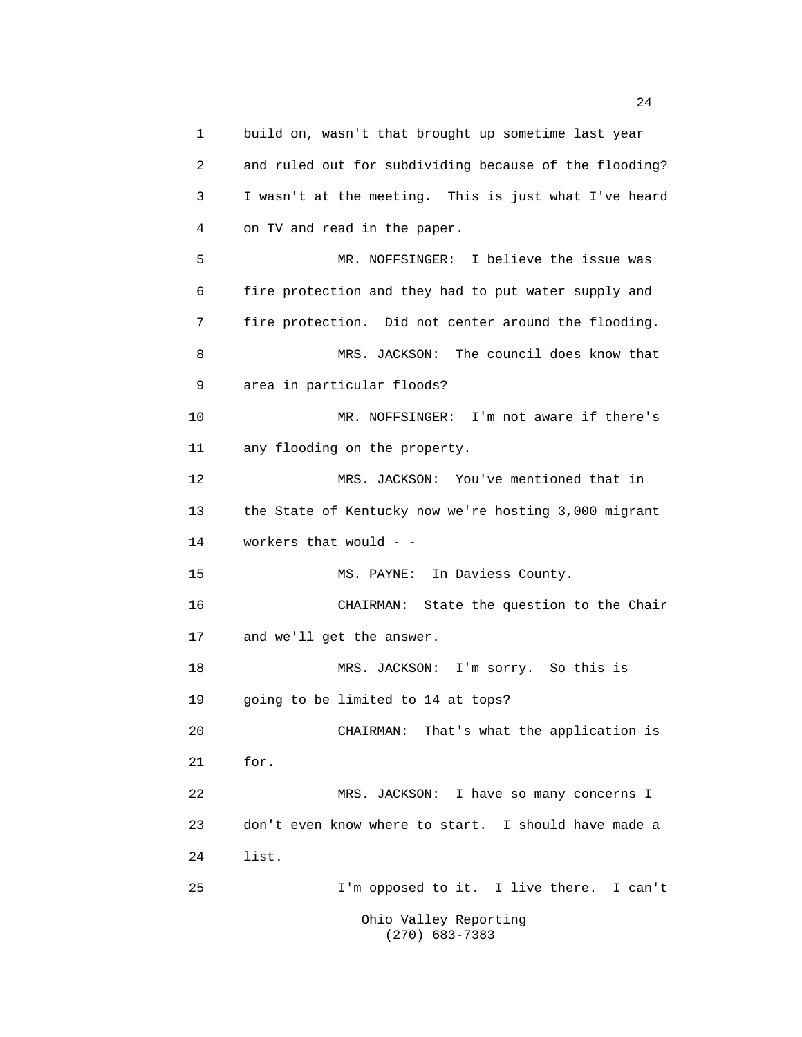build on, wasn't that brought up sometime last year and ruled out for subdividing because of the flooding? I wasn't at the meeting. This is just what I've heard on TV and read in the paper.

MR. NOFFSINGER: I believe the issue was fire protection and they had to put water supply and fire protection. Did not center around the flooding.

MRS. JACKSON: The council does know that area in particular floods?

MR. NOFFSINGER: I'm not aware if there's any flooding on the property.

MRS. JACKSON: You've mentioned that in the State of Kentucky now we're hosting 3,000 migrant workers that would - -

MS. PAYNE: In Daviess County.

CHAIRMAN: State the question to the Chair and we'll get the answer.

MRS. JACKSON: I'm sorry. So this is going to be limited to 14 at tops?

CHAIRMAN: That's what the application is for.

MRS. JACKSON: I have so many concerns I don't even know where to start. I should have made a list.

I'm opposed to it. I live there. I can't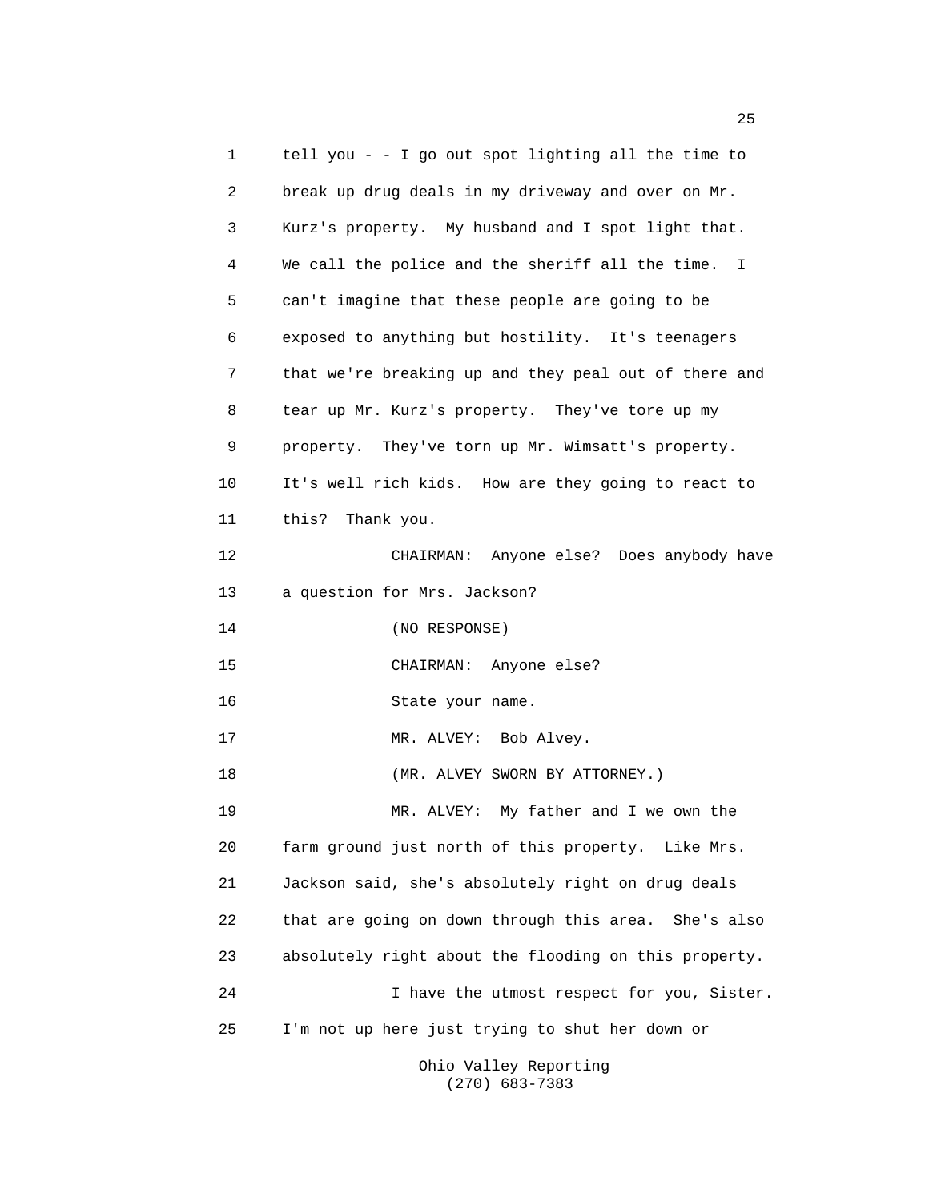tell you - - I go out spot lighting all the time to break up drug deals in my driveway and over on Mr. Kurz's property. My husband and I spot light that. We call the police and the sheriff all the time. I can't imagine that these people are going to be exposed to anything but hostility. It's teenagers that we're breaking up and they peal out of there and tear up Mr. Kurz's property. They've tore up my property. They've torn up Mr. Wimsatt's property. It's well rich kids. How are they going to react to this? Thank you.

CHAIRMAN: Anyone else? Does anybody have a question for Mrs. Jackson?

(NO RESPONSE)

CHAIRMAN: Anyone else?

State your name.

MR. ALVEY: Bob Alvey.

(MR. ALVEY SWORN BY ATTORNEY.)

MR. ALVEY: My father and I we own the farm ground just north of this property. Like Mrs. Jackson said, she's absolutely right on drug deals that are going on down through this area. She's also absolutely right about the flooding on this property.

I have the utmost respect for you, Sister. I'm not up here just trying to shut her down or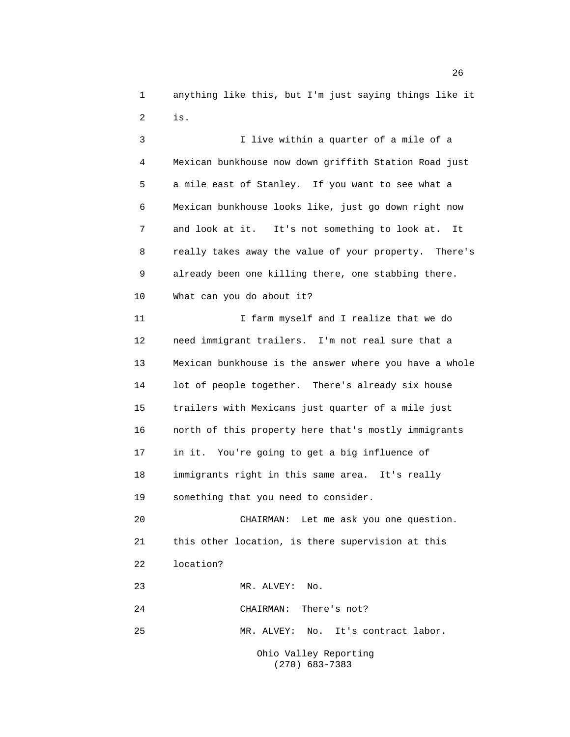1 anything like this, but I'm just saying things like it
2 is.
3 I live within a quarter of a mile of a
4 Mexican bunkhouse now down griffith Station Road just
5 a mile east of Stanley. If you want to see what a
6 Mexican bunkhouse looks like, just go down right now
7 and look at it. It's not something to look at. It
8 really takes away the value of your property. There's
9 already been one killing there, one stabbing there.
10 What can you do about it?
11 I farm myself and I realize that we do
12 need immigrant trailers. I'm not real sure that a
13 Mexican bunkhouse is the answer where you have a whole
14 lot of people together. There's already six house
15 trailers with Mexicans just quarter of a mile just
16 north of this property here that's mostly immigrants
17 in it. You're going to get a big influence of
18 immigrants right in this same area. It's really
19 something that you need to consider.
20 CHAIRMAN: Let me ask you one question.
21 this other location, is there supervision at this
22 location?
23 MR. ALVEY: No.
24 CHAIRMAN: There's not?
25 MR. ALVEY: No. It's contract labor.

Ohio Valley Reporting
(270) 683-7383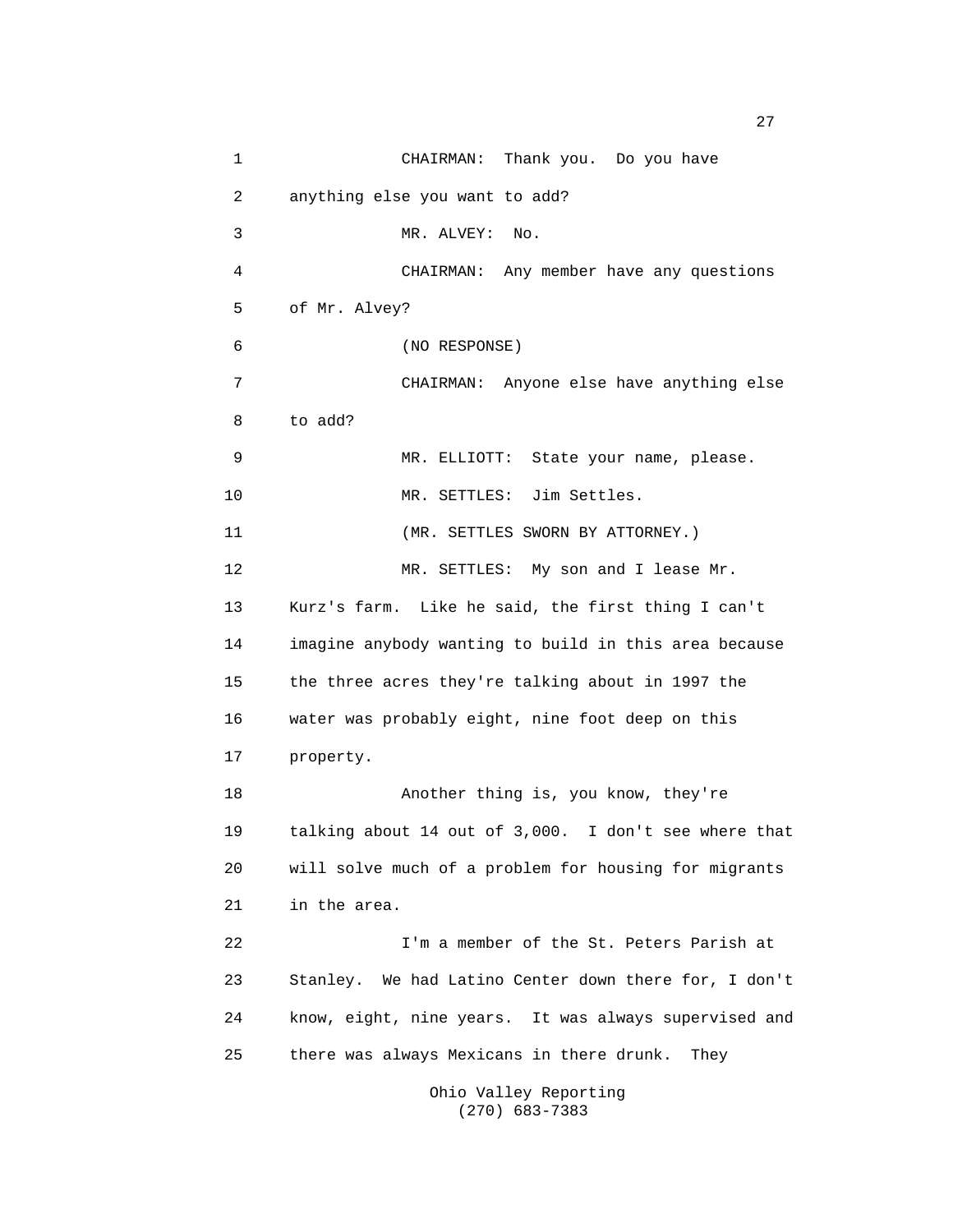CHAIRMAN: Thank you. Do you have anything else you want to add?

MR. ALVEY: No.

CHAIRMAN: Any member have any questions of Mr. Alvey?

(NO RESPONSE)

CHAIRMAN: Anyone else have anything else to add?

MR. ELLIOTT: State your name, please.

MR. SETTLES: Jim Settles.

(MR. SETTLES SWORN BY ATTORNEY.)

MR. SETTLES: My son and I lease Mr. Kurz's farm. Like he said, the first thing I can't imagine anybody wanting to build in this area because the three acres they're talking about in 1997 the water was probably eight, nine foot deep on this property.

Another thing is, you know, they're talking about 14 out of 3,000. I don't see where that will solve much of a problem for housing for migrants in the area.

I'm a member of the St. Peters Parish at Stanley. We had Latino Center down there for, I don't know, eight, nine years. It was always supervised and there was always Mexicans in there drunk. They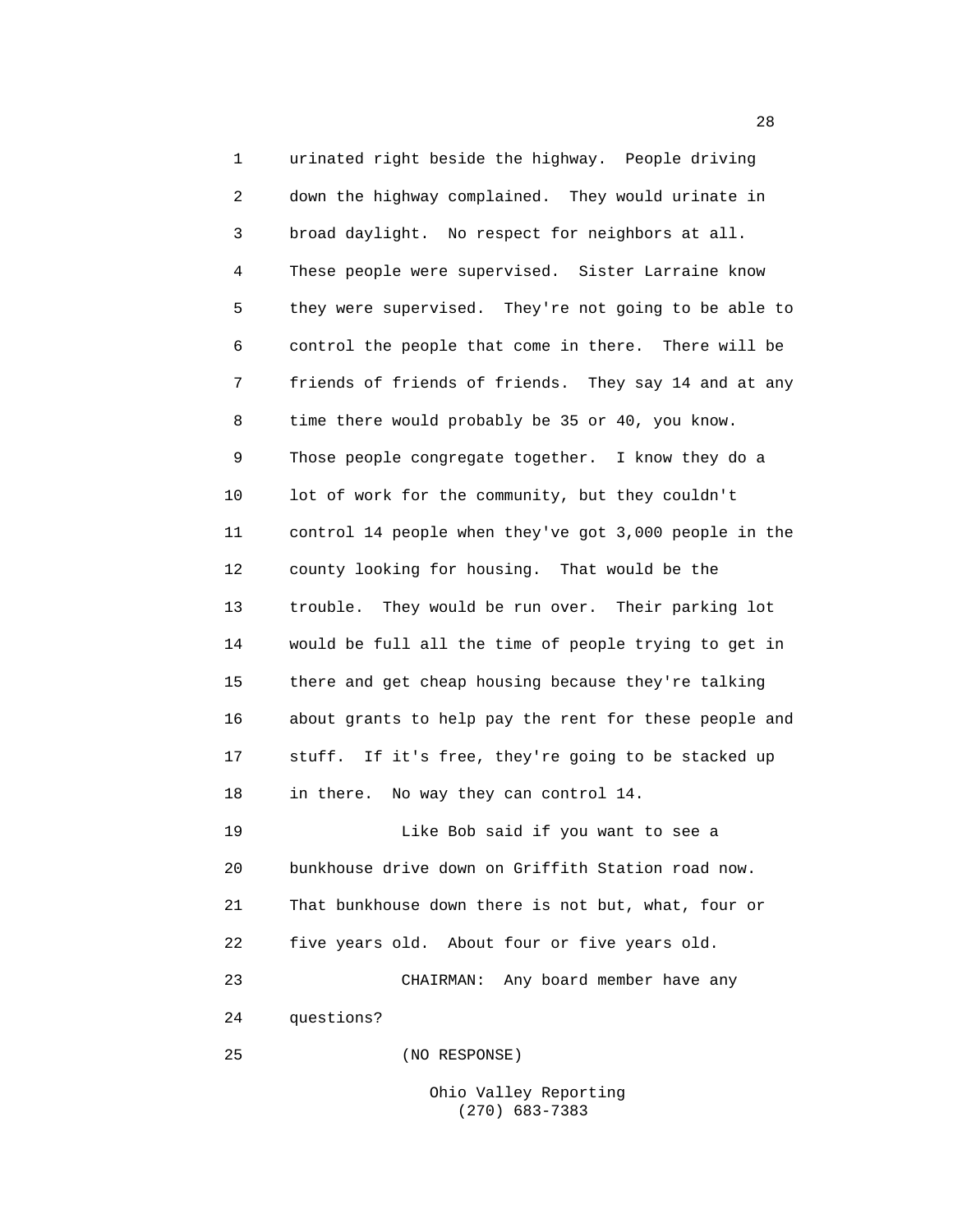urinated right beside the highway. People driving down the highway complained. They would urinate in broad daylight. No respect for neighbors at all. These people were supervised. Sister Larraine know they were supervised. They're not going to be able to control the people that come in there. There will be friends of friends of friends. They say 14 and at any time there would probably be 35 or 40, you know. Those people congregate together. I know they do a lot of work for the community, but they couldn't control 14 people when they've got 3,000 people in the county looking for housing. That would be the trouble. They would be run over. Their parking lot would be full all the time of people trying to get in there and get cheap housing because they're talking about grants to help pay the rent for these people and stuff. If it's free, they're going to be stacked up in there. No way they can control 14.

Like Bob said if you want to see a bunkhouse drive down on Griffith Station road now. That bunkhouse down there is not but, what, four or five years old. About four or five years old.

CHAIRMAN: Any board member have any questions?

(NO RESPONSE)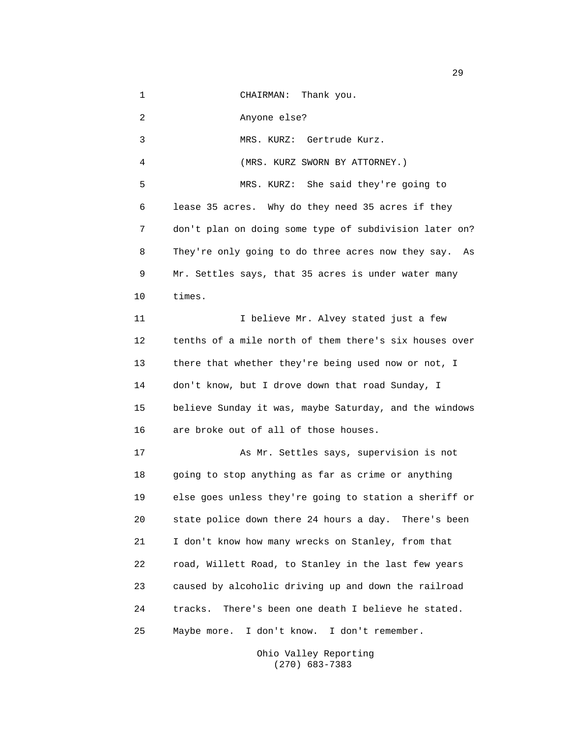CHAIRMAN: Thank you.

Anyone else?

MRS. KURZ: Gertrude Kurz.

(MRS. KURZ SWORN BY ATTORNEY.)

MRS. KURZ: She said they're going to lease 35 acres. Why do they need 35 acres if they don't plan on doing some type of subdivision later on? They're only going to do three acres now they say. As Mr. Settles says, that 35 acres is under water many times.

I believe Mr. Alvey stated just a few tenths of a mile north of them there's six houses over there that whether they're being used now or not, I don't know, but I drove down that road Sunday, I believe Sunday it was, maybe Saturday, and the windows are broke out of all of those houses.

As Mr. Settles says, supervision is not going to stop anything as far as crime or anything else goes unless they're going to station a sheriff or state police down there 24 hours a day. There's been I don't know how many wrecks on Stanley, from that road, Willett Road, to Stanley in the last few years caused by alcoholic driving up and down the railroad tracks. There's been one death I believe he stated. Maybe more. I don't know. I don't remember.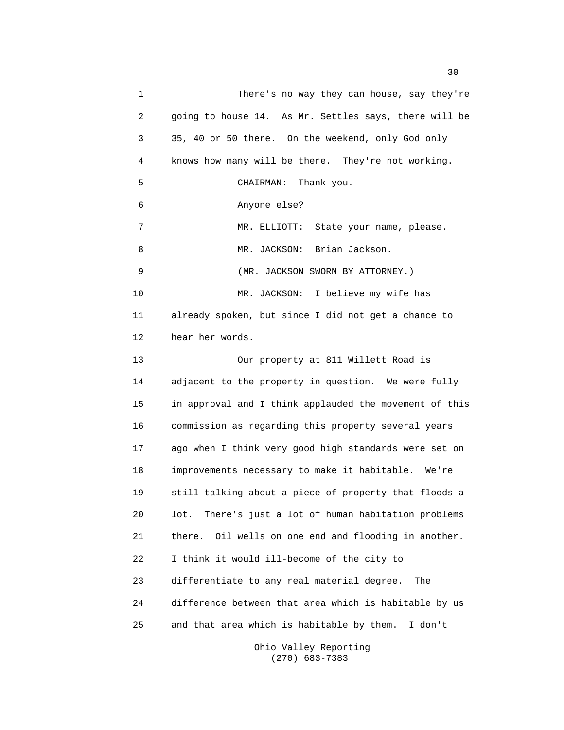There's no way they can house, say they're going to house 14. As Mr. Settles says, there will be 35, 40 or 50 there. On the weekend, only God only knows how many will be there. They're not working.

CHAIRMAN: Thank you.

Anyone else?

MR. ELLIOTT: State your name, please.

MR. JACKSON: Brian Jackson.

(MR. JACKSON SWORN BY ATTORNEY.)

MR. JACKSON: I believe my wife has already spoken, but since I did not get a chance to hear her words.

Our property at 811 Willett Road is adjacent to the property in question. We were fully in approval and I think applauded the movement of this commission as regarding this property several years ago when I think very good high standards were set on improvements necessary to make it habitable. We're still talking about a piece of property that floods a lot. There's just a lot of human habitation problems there. Oil wells on one end and flooding in another. I think it would ill-become of the city to differentiate to any real material degree. The difference between that area which is habitable by us and that area which is habitable by them. I don't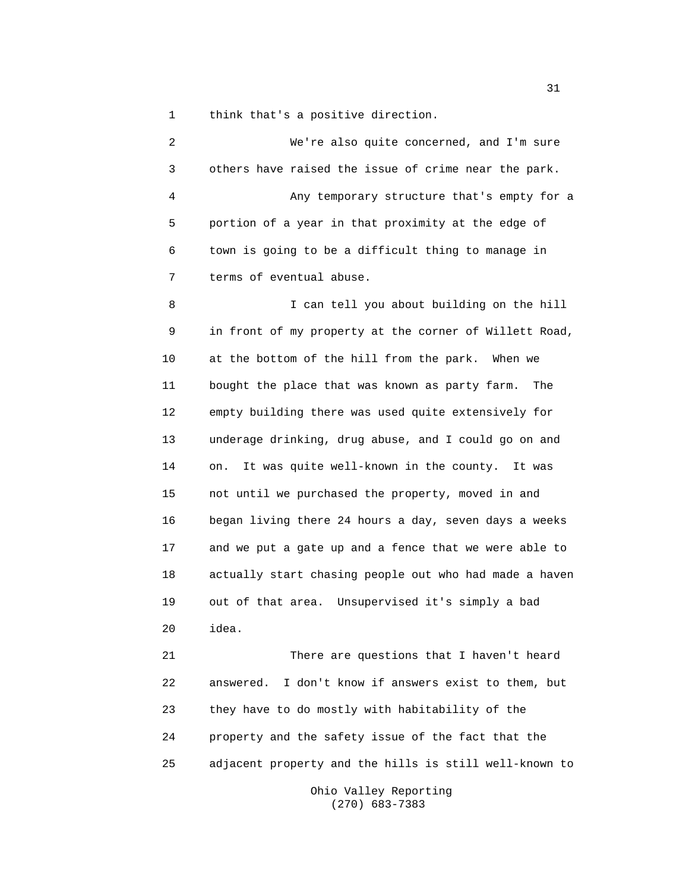think that's a positive direction.

We're also quite concerned, and I'm sure others have raised the issue of crime near the park.

Any temporary structure that's empty for a portion of a year in that proximity at the edge of town is going to be a difficult thing to manage in terms of eventual abuse.

I can tell you about building on the hill in front of my property at the corner of Willett Road, at the bottom of the hill from the park. When we bought the place that was known as party farm. The empty building there was used quite extensively for underage drinking, drug abuse, and I could go on and on. It was quite well-known in the county. It was not until we purchased the property, moved in and began living there 24 hours a day, seven days a weeks and we put a gate up and a fence that we were able to actually start chasing people out who had made a haven out of that area. Unsupervised it's simply a bad idea.

There are questions that I haven't heard answered. I don't know if answers exist to them, but they have to do mostly with habitability of the property and the safety issue of the fact that the adjacent property and the hills is still well-known to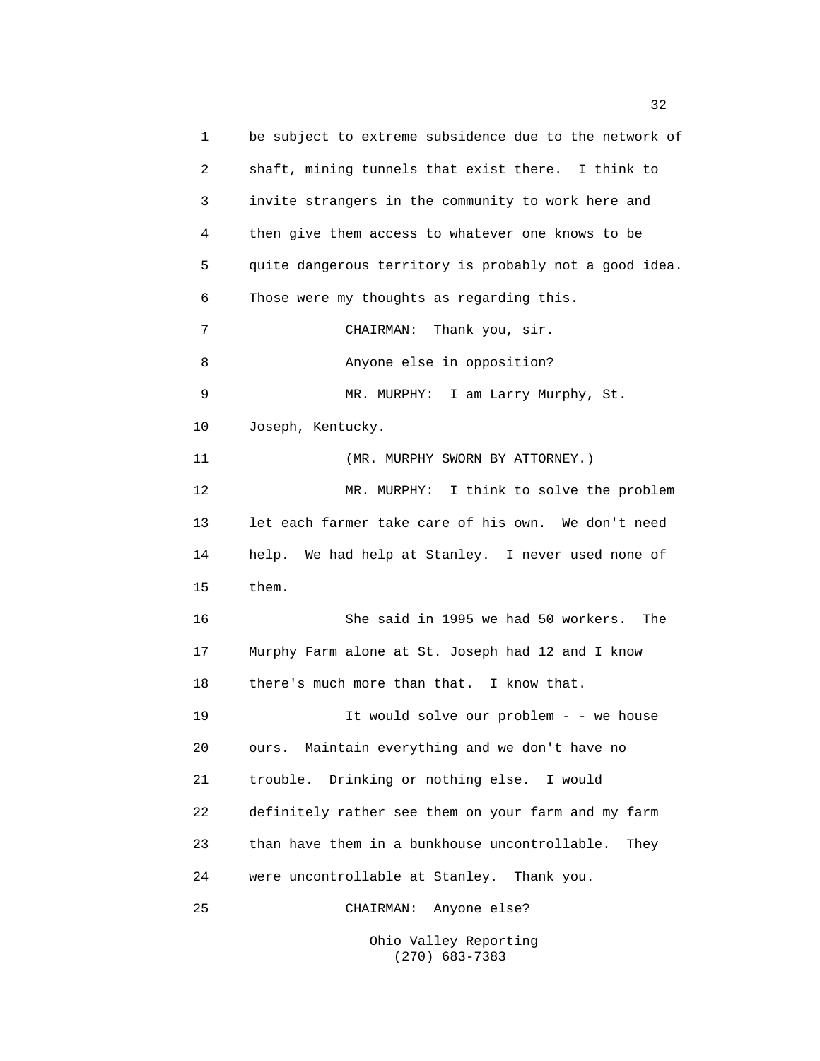be subject to extreme subsidence due to the network of shaft, mining tunnels that exist there. I think to invite strangers in the community to work here and then give them access to whatever one knows to be quite dangerous territory is probably not a good idea. Those were my thoughts as regarding this.

CHAIRMAN: Thank you, sir.

Anyone else in opposition?

MR. MURPHY: I am Larry Murphy, St. Joseph, Kentucky.

(MR. MURPHY SWORN BY ATTORNEY.)

MR. MURPHY: I think to solve the problem let each farmer take care of his own. We don't need help. We had help at Stanley. I never used none of them.

She said in 1995 we had 50 workers. The Murphy Farm alone at St. Joseph had 12 and I know there's much more than that. I know that.

It would solve our problem - - we house ours. Maintain everything and we don't have no trouble. Drinking or nothing else. I would definitely rather see them on your farm and my farm than have them in a bunkhouse uncontrollable. They were uncontrollable at Stanley. Thank you.

CHAIRMAN: Anyone else?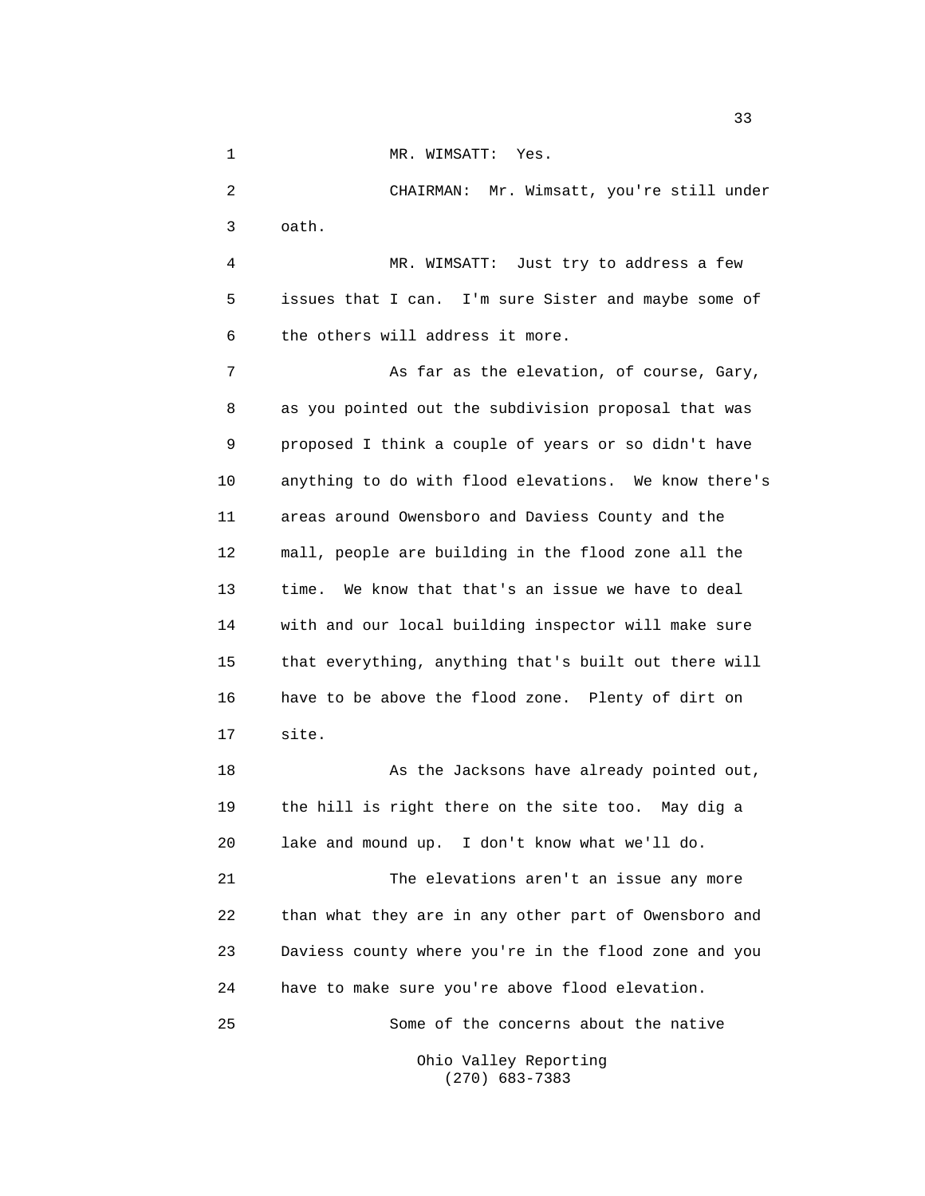MR. WIMSATT: Yes.

CHAIRMAN: Mr. Wimsatt, you're still under oath.

MR. WIMSATT: Just try to address a few issues that I can. I'm sure Sister and maybe some of the others will address it more.

As far as the elevation, of course, Gary, as you pointed out the subdivision proposal that was proposed I think a couple of years or so didn't have anything to do with flood elevations. We know there's areas around Owensboro and Daviess County and the mall, people are building in the flood zone all the time. We know that that's an issue we have to deal with and our local building inspector will make sure that everything, anything that's built out there will have to be above the flood zone. Plenty of dirt on site.

As the Jacksons have already pointed out, the hill is right there on the site too. May dig a lake and mound up. I don't know what we'll do.

The elevations aren't an issue any more than what they are in any other part of Owensboro and Daviess county where you're in the flood zone and you have to make sure you're above flood elevation.

Some of the concerns about the native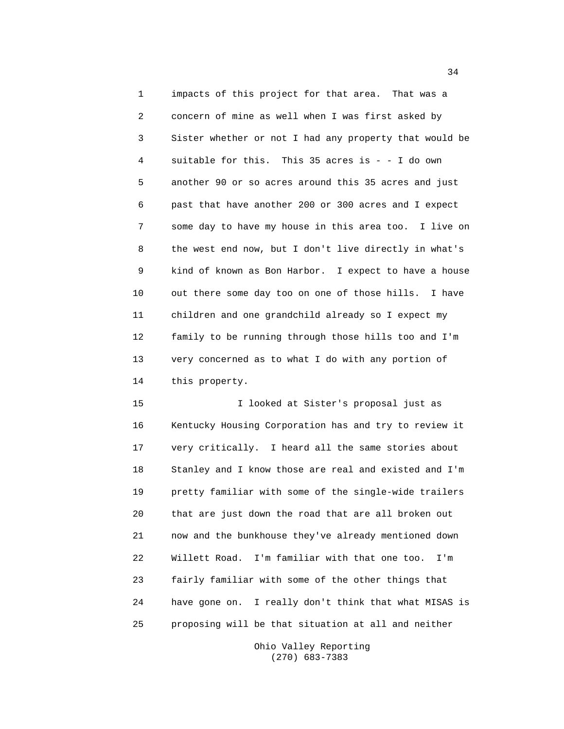impacts of this project for that area. That was a concern of mine as well when I was first asked by Sister whether or not I had any property that would be suitable for this. This 35 acres is - - I do own another 90 or so acres around this 35 acres and just past that have another 200 or 300 acres and I expect some day to have my house in this area too. I live on the west end now, but I don't live directly in what's kind of known as Bon Harbor. I expect to have a house out there some day too on one of those hills. I have children and one grandchild already so I expect my family to be running through those hills too and I'm very concerned as to what I do with any portion of this property.

I looked at Sister's proposal just as Kentucky Housing Corporation has and try to review it very critically. I heard all the same stories about Stanley and I know those are real and existed and I'm pretty familiar with some of the single-wide trailers that are just down the road that are all broken out now and the bunkhouse they've already mentioned down Willett Road. I'm familiar with that one too. I'm fairly familiar with some of the other things that have gone on. I really don't think that what MISAS is proposing will be that situation at all and neither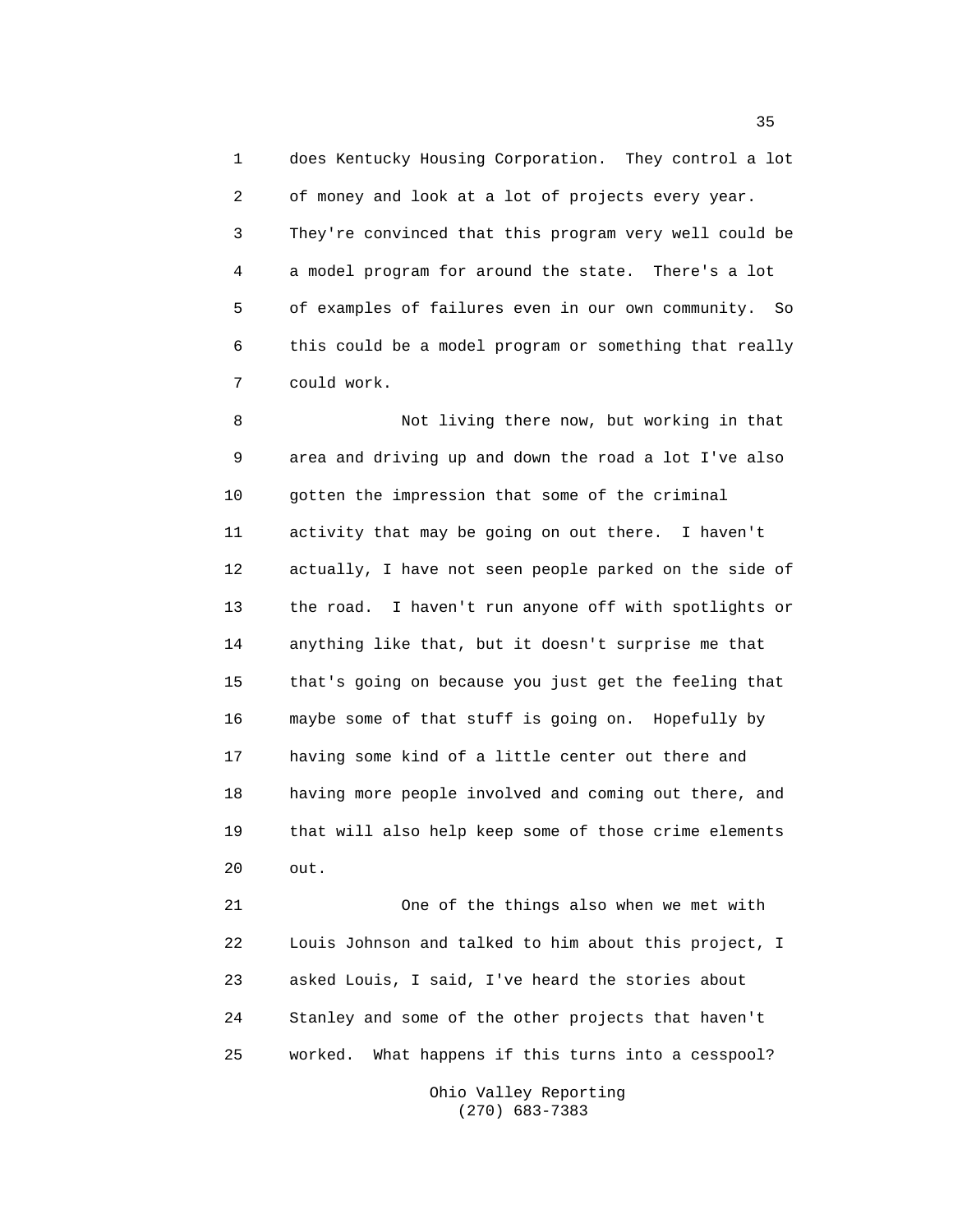does Kentucky Housing Corporation. They control a lot of money and look at a lot of projects every year. They're convinced that this program very well could be a model program for around the state. There's a lot of examples of failures even in our own community. So this could be a model program or something that really could work.

Not living there now, but working in that area and driving up and down the road a lot I've also gotten the impression that some of the criminal activity that may be going on out there. I haven't actually, I have not seen people parked on the side of the road. I haven't run anyone off with spotlights or anything like that, but it doesn't surprise me that that's going on because you just get the feeling that maybe some of that stuff is going on. Hopefully by having some kind of a little center out there and having more people involved and coming out there, and that will also help keep some of those crime elements out.

One of the things also when we met with Louis Johnson and talked to him about this project, I asked Louis, I said, I've heard the stories about Stanley and some of the other projects that haven't worked. What happens if this turns into a cesspool?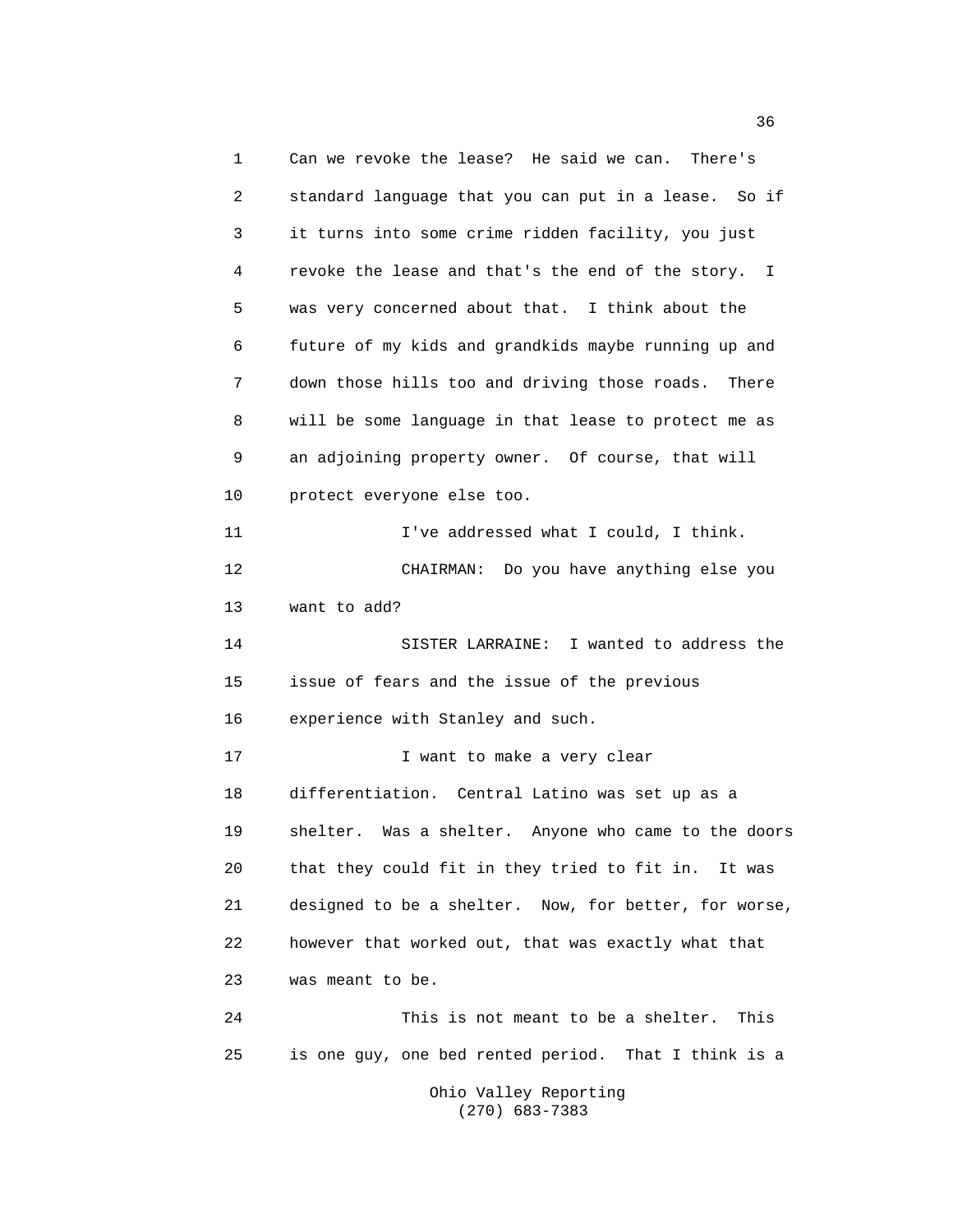Can we revoke the lease? He said we can. There's standard language that you can put in a lease. So if it turns into some crime ridden facility, you just revoke the lease and that's the end of the story. I was very concerned about that. I think about the future of my kids and grandkids maybe running up and down those hills too and driving those roads. There will be some language in that lease to protect me as an adjoining property owner. Of course, that will protect everyone else too.

I've addressed what I could, I think.

CHAIRMAN: Do you have anything else you want to add?

SISTER LARRAINE: I wanted to address the issue of fears and the issue of the previous experience with Stanley and such.

I want to make a very clear differentiation. Central Latino was set up as a shelter. Was a shelter. Anyone who came to the doors that they could fit in they tried to fit in. It was designed to be a shelter. Now, for better, for worse, however that worked out, that was exactly what that was meant to be.

This is not meant to be a shelter. This is one guy, one bed rented period. That I think is a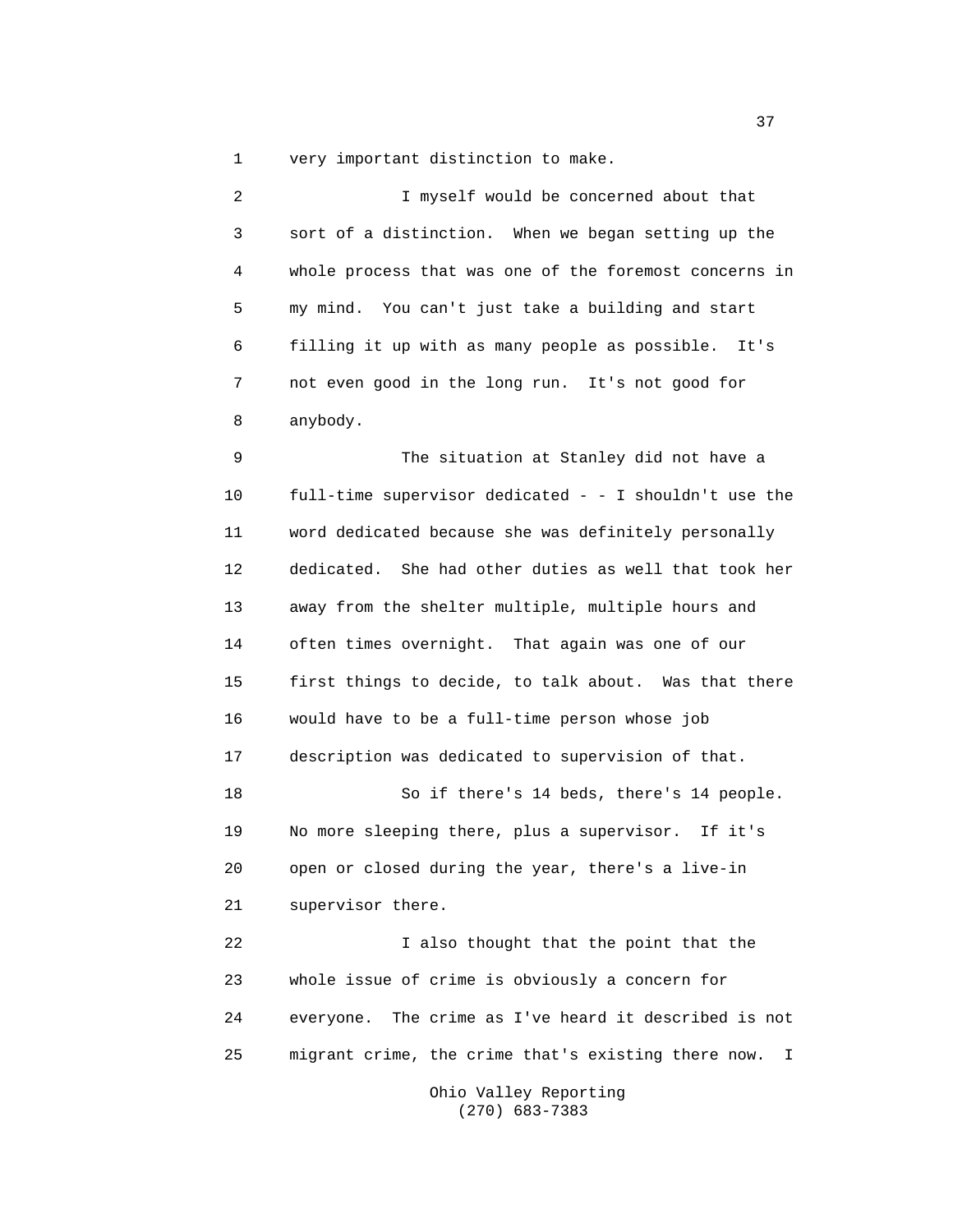very important distinction to make.

I myself would be concerned about that sort of a distinction. When we began setting up the whole process that was one of the foremost concerns in my mind. You can't just take a building and start filling it up with as many people as possible. It's not even good in the long run. It's not good for anybody.

The situation at Stanley did not have a full-time supervisor dedicated - - I shouldn't use the word dedicated because she was definitely personally dedicated. She had other duties as well that took her away from the shelter multiple, multiple hours and often times overnight. That again was one of our first things to decide, to talk about. Was that there would have to be a full-time person whose job description was dedicated to supervision of that.

So if there's 14 beds, there's 14 people. No more sleeping there, plus a supervisor. If it's open or closed during the year, there's a live-in supervisor there.

I also thought that the point that the whole issue of crime is obviously a concern for everyone. The crime as I've heard it described is not migrant crime, the crime that's existing there now. I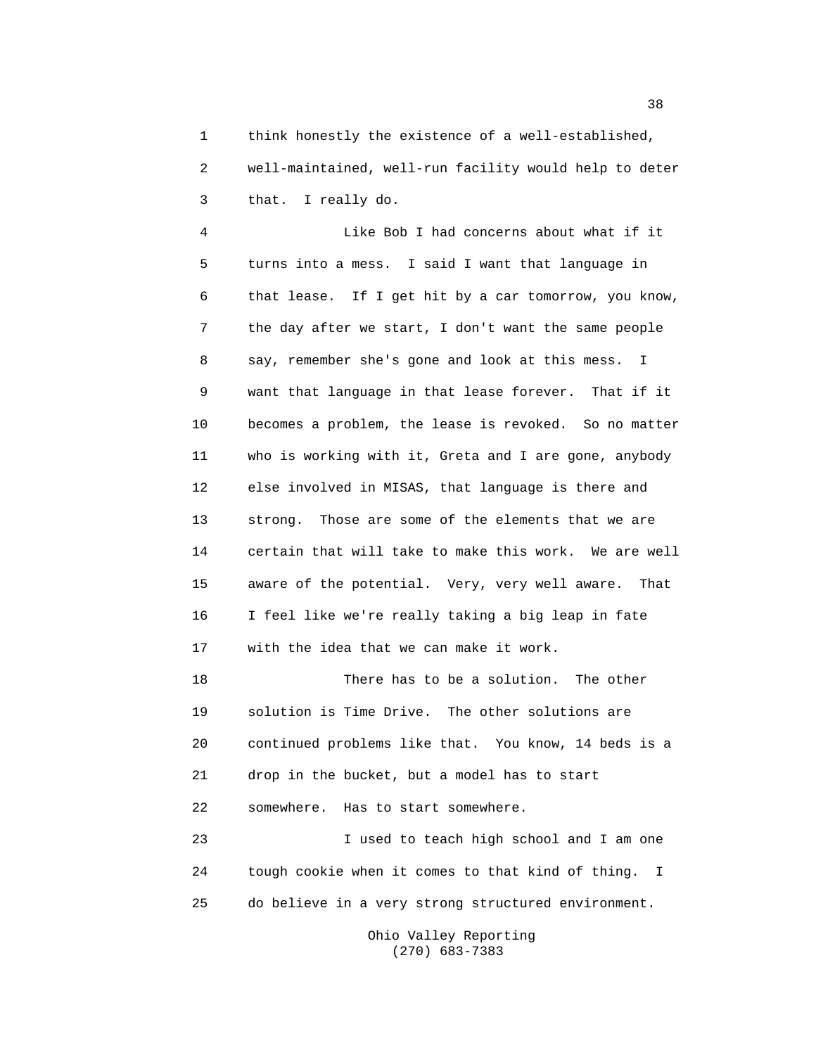think honestly the existence of a well-established, well-maintained, well-run facility would help to deter that. I really do.

Like Bob I had concerns about what if it turns into a mess. I said I want that language in that lease. If I get hit by a car tomorrow, you know, the day after we start, I don't want the same people say, remember she's gone and look at this mess. I want that language in that lease forever. That if it becomes a problem, the lease is revoked. So no matter who is working with it, Greta and I are gone, anybody else involved in MISAS, that language is there and strong. Those are some of the elements that we are certain that will take to make this work. We are well aware of the potential. Very, very well aware. That I feel like we're really taking a big leap in fate with the idea that we can make it work.

There has to be a solution. The other solution is Time Drive. The other solutions are continued problems like that. You know, 14 beds is a drop in the bucket, but a model has to start somewhere. Has to start somewhere.

I used to teach high school and I am one tough cookie when it comes to that kind of thing. I do believe in a very strong structured environment.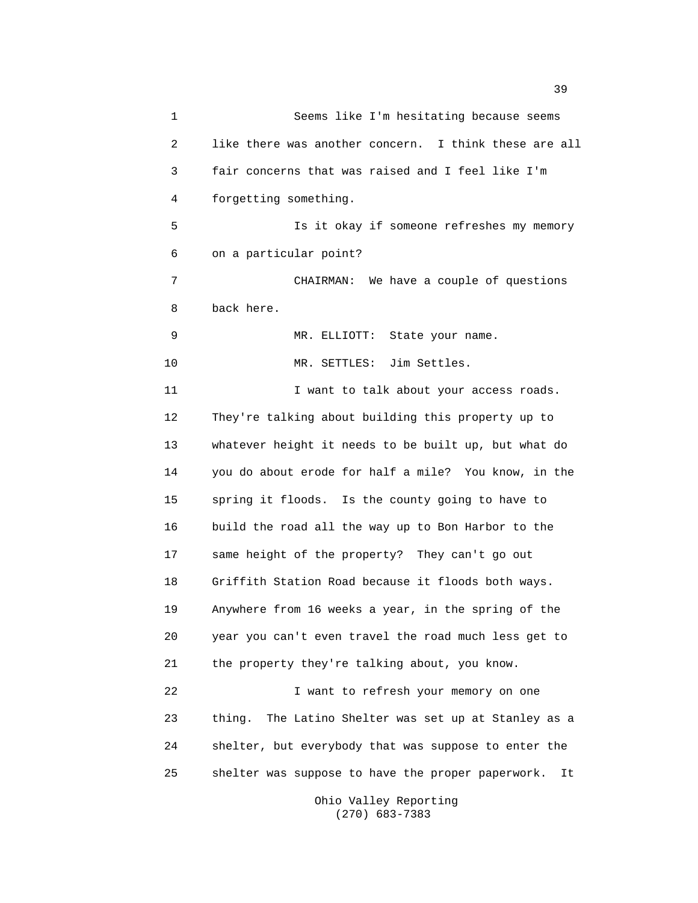Seems like I'm hesitating because seems like there was another concern. I think these are all fair concerns that was raised and I feel like I'm forgetting something.

Is it okay if someone refreshes my memory on a particular point?

CHAIRMAN: We have a couple of questions back here.

MR. ELLIOTT: State your name.

MR. SETTLES: Jim Settles.

I want to talk about your access roads. They're talking about building this property up to whatever height it needs to be built up, but what do you do about erode for half a mile? You know, in the spring it floods. Is the county going to have to build the road all the way up to Bon Harbor to the same height of the property? They can't go out Griffith Station Road because it floods both ways. Anywhere from 16 weeks a year, in the spring of the year you can't even travel the road much less get to the property they're talking about, you know.

I want to refresh your memory on one thing. The Latino Shelter was set up at Stanley as a shelter, but everybody that was suppose to enter the shelter was suppose to have the proper paperwork. It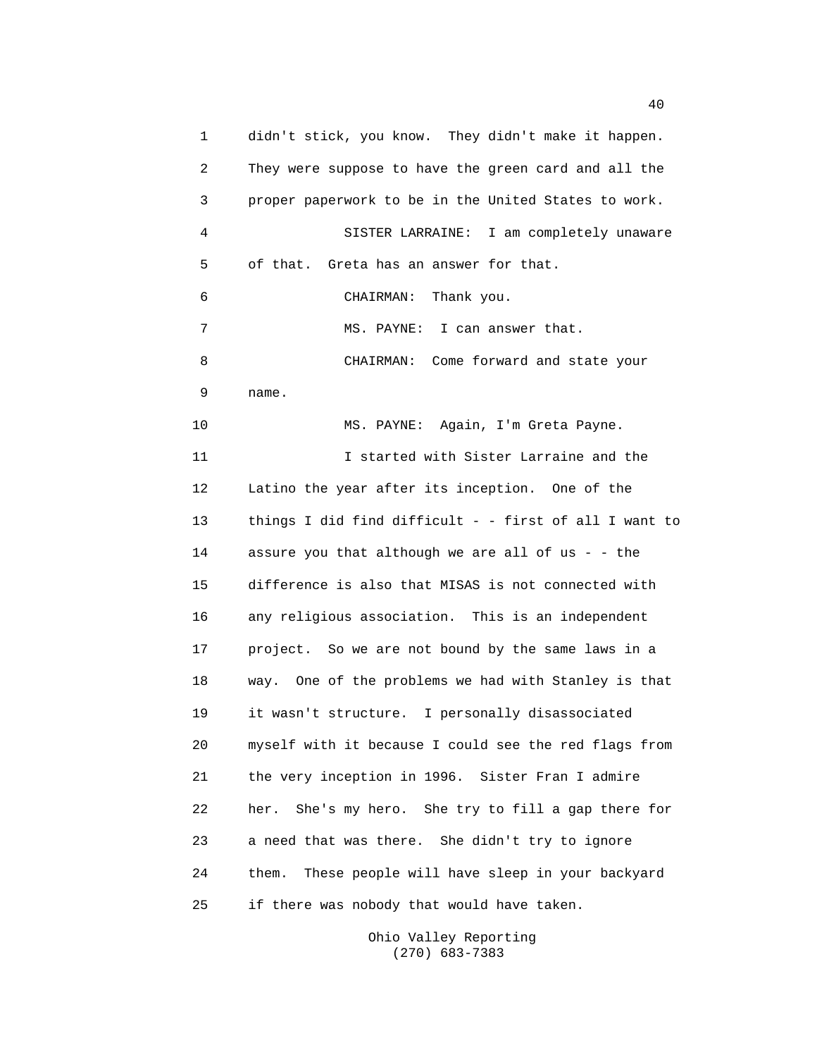didn't stick, you know. They didn't make it happen. They were suppose to have the green card and all the proper paperwork to be in the United States to work.

SISTER LARRAINE: I am completely unaware of that. Greta has an answer for that.

CHAIRMAN: Thank you.

MS. PAYNE: I can answer that.

CHAIRMAN: Come forward and state your name.

MS. PAYNE: Again, I'm Greta Payne.

I started with Sister Larraine and the Latino the year after its inception. One of the things I did find difficult - - first of all I want to assure you that although we are all of us - - the difference is also that MISAS is not connected with any religious association. This is an independent project. So we are not bound by the same laws in a way. One of the problems we had with Stanley is that it wasn't structure. I personally disassociated myself with it because I could see the red flags from the very inception in 1996. Sister Fran I admire her. She's my hero. She try to fill a gap there for a need that was there. She didn't try to ignore them. These people will have sleep in your backyard if there was nobody that would have taken.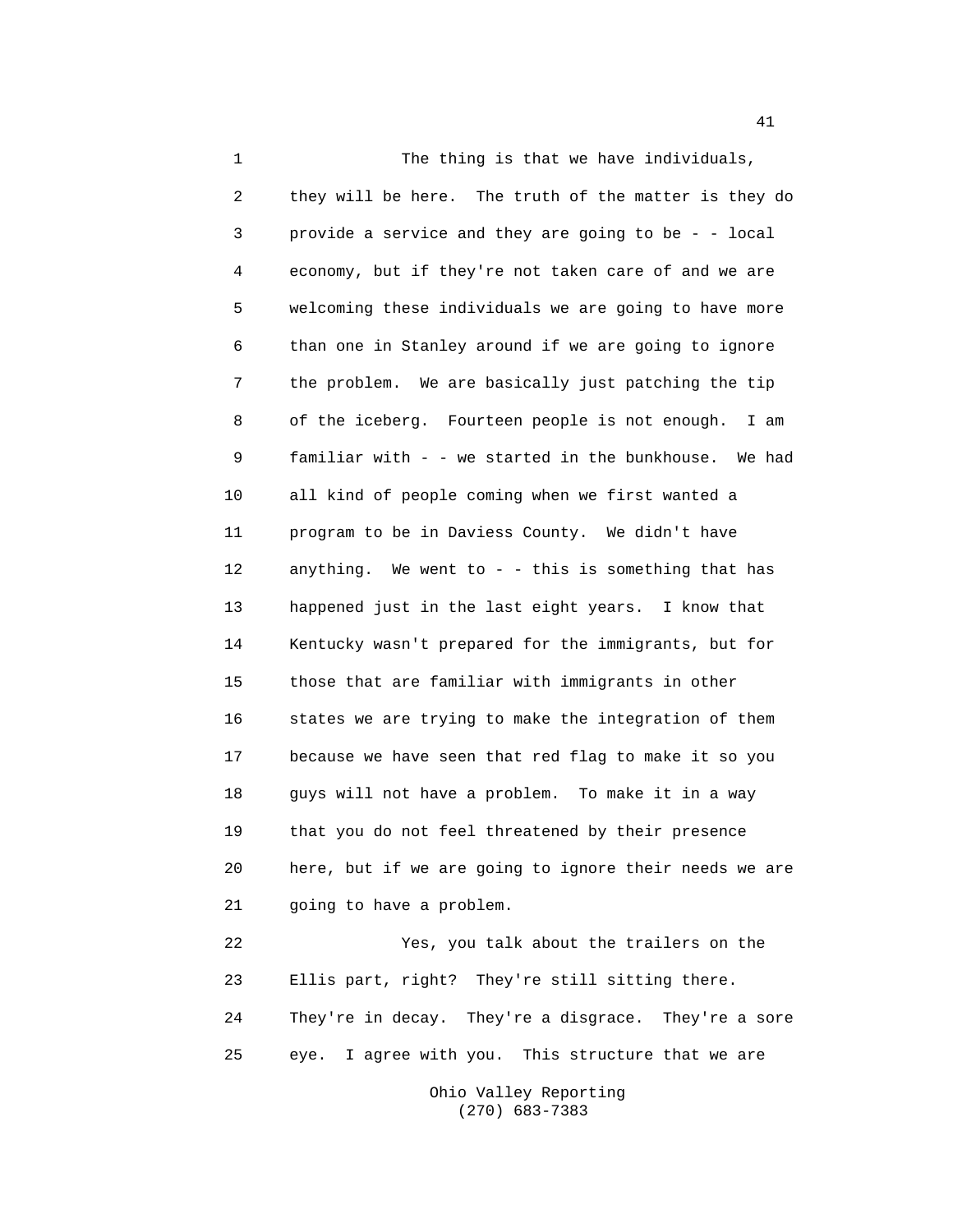The thing is that we have individuals, they will be here. The truth of the matter is they do provide a service and they are going to be - - local economy, but if they're not taken care of and we are welcoming these individuals we are going to have more than one in Stanley around if we are going to ignore the problem. We are basically just patching the tip of the iceberg. Fourteen people is not enough. I am familiar with - - we started in the bunkhouse. We had all kind of people coming when we first wanted a program to be in Daviess County. We didn't have anything. We went to - - this is something that has happened just in the last eight years. I know that Kentucky wasn't prepared for the immigrants, but for those that are familiar with immigrants in other states we are trying to make the integration of them because we have seen that red flag to make it so you guys will not have a problem. To make it in a way that you do not feel threatened by their presence here, but if we are going to ignore their needs we are going to have a problem.

Yes, you talk about the trailers on the Ellis part, right? They're still sitting there. They're in decay. They're a disgrace. They're a sore eye. I agree with you. This structure that we are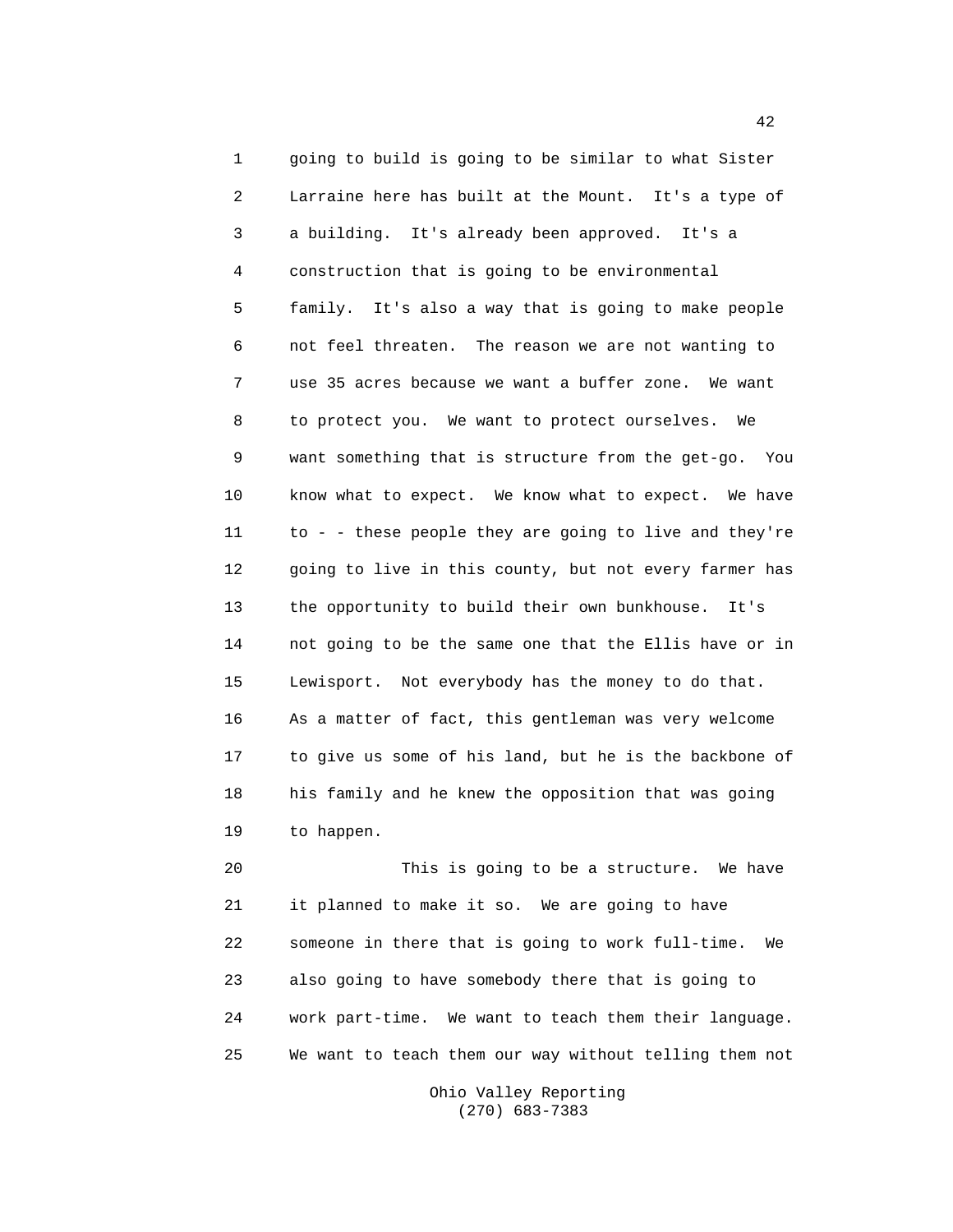going to build is going to be similar to what Sister Larraine here has built at the Mount. It's a type of a building. It's already been approved. It's a construction that is going to be environmental family. It's also a way that is going to make people not feel threaten. The reason we are not wanting to use 35 acres because we want a buffer zone. We want to protect you. We want to protect ourselves. We want something that is structure from the get-go. You know what to expect. We know what to expect. We have to - - these people they are going to live and they're going to live in this county, but not every farmer has the opportunity to build their own bunkhouse. It's not going to be the same one that the Ellis have or in Lewisport. Not everybody has the money to do that. As a matter of fact, this gentleman was very welcome to give us some of his land, but he is the backbone of his family and he knew the opposition that was going to happen.

This is going to be a structure. We have it planned to make it so. We are going to have someone in there that is going to work full-time. We also going to have somebody there that is going to work part-time. We want to teach them their language. We want to teach them our way without telling them not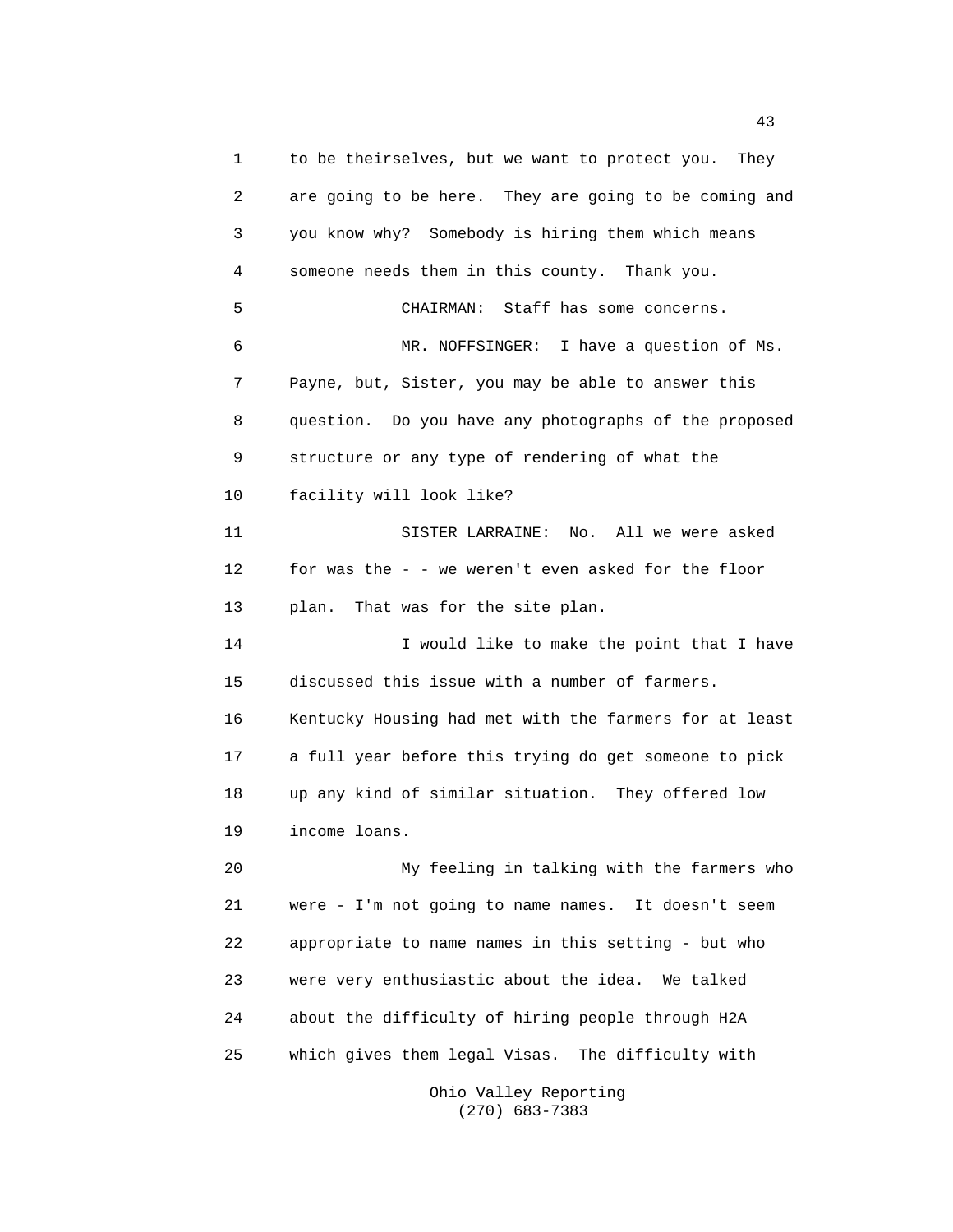to be theirselves, but we want to protect you. They are going to be here. They are going to be coming and you know why? Somebody is hiring them which means someone needs them in this county. Thank you.

CHAIRMAN: Staff has some concerns.

MR. NOFFSINGER: I have a question of Ms. Payne, but, Sister, you may be able to answer this question. Do you have any photographs of the proposed structure or any type of rendering of what the facility will look like?

SISTER LARRAINE: No. All we were asked for was the - - we weren't even asked for the floor plan. That was for the site plan.

I would like to make the point that I have discussed this issue with a number of farmers. Kentucky Housing had met with the farmers for at least a full year before this trying do get someone to pick up any kind of similar situation. They offered low income loans.

My feeling in talking with the farmers who were - I'm not going to name names. It doesn't seem appropriate to name names in this setting - but who were very enthusiastic about the idea. We talked about the difficulty of hiring people through H2A which gives them legal Visas. The difficulty with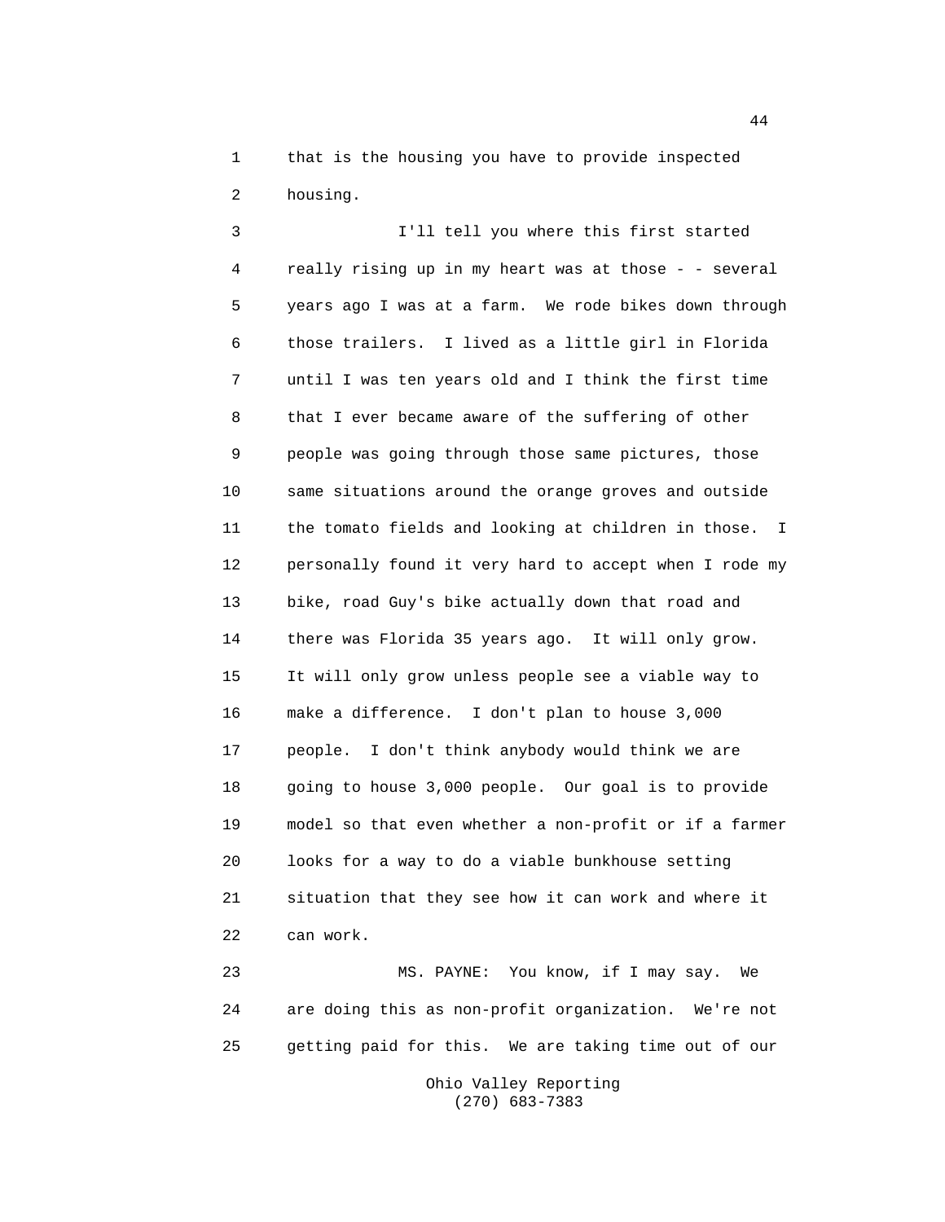that is the housing you have to provide inspected housing.

I'll tell you where this first started really rising up in my heart was at those - - several years ago I was at a farm. We rode bikes down through those trailers. I lived as a little girl in Florida until I was ten years old and I think the first time that I ever became aware of the suffering of other people was going through those same pictures, those same situations around the orange groves and outside the tomato fields and looking at children in those. I personally found it very hard to accept when I rode my bike, road Guy's bike actually down that road and there was Florida 35 years ago. It will only grow. It will only grow unless people see a viable way to make a difference. I don't plan to house 3,000 people. I don't think anybody would think we are going to house 3,000 people. Our goal is to provide model so that even whether a non-profit or if a farmer looks for a way to do a viable bunkhouse setting situation that they see how it can work and where it can work.

MS. PAYNE: You know, if I may say. We are doing this as non-profit organization. We're not getting paid for this. We are taking time out of our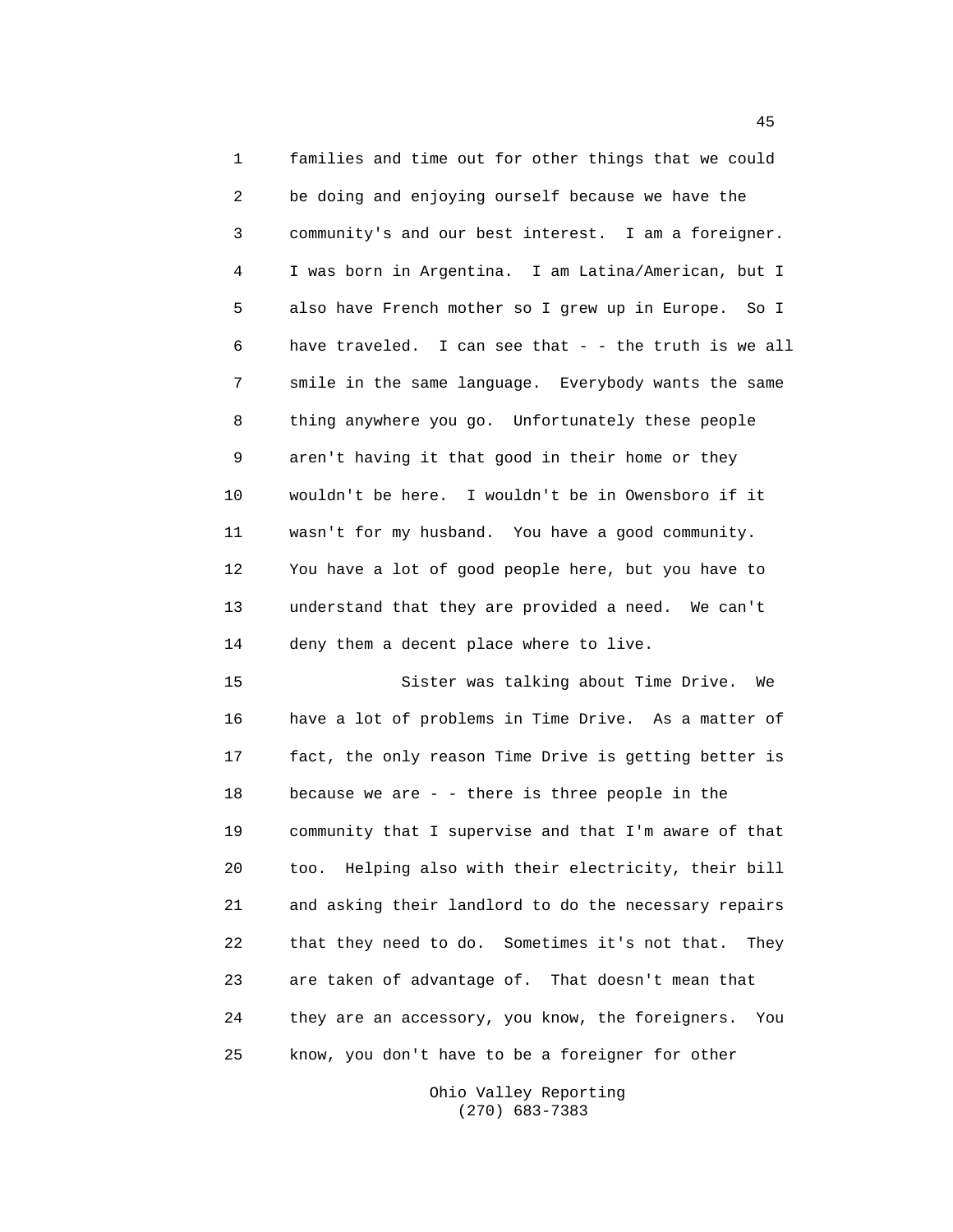families and time out for other things that we could be doing and enjoying ourself because we have the community's and our best interest. I am a foreigner. I was born in Argentina. I am Latina/American, but I also have French mother so I grew up in Europe. So I have traveled. I can see that - - the truth is we all smile in the same language. Everybody wants the same thing anywhere you go. Unfortunately these people aren't having it that good in their home or they wouldn't be here. I wouldn't be in Owensboro if it wasn't for my husband. You have a good community. You have a lot of good people here, but you have to understand that they are provided a need. We can't deny them a decent place where to live.

Sister was talking about Time Drive. We have a lot of problems in Time Drive. As a matter of fact, the only reason Time Drive is getting better is because we are - - there is three people in the community that I supervise and that I'm aware of that too. Helping also with their electricity, their bill and asking their landlord to do the necessary repairs that they need to do. Sometimes it's not that. They are taken of advantage of. That doesn't mean that they are an accessory, you know, the foreigners. You know, you don't have to be a foreigner for other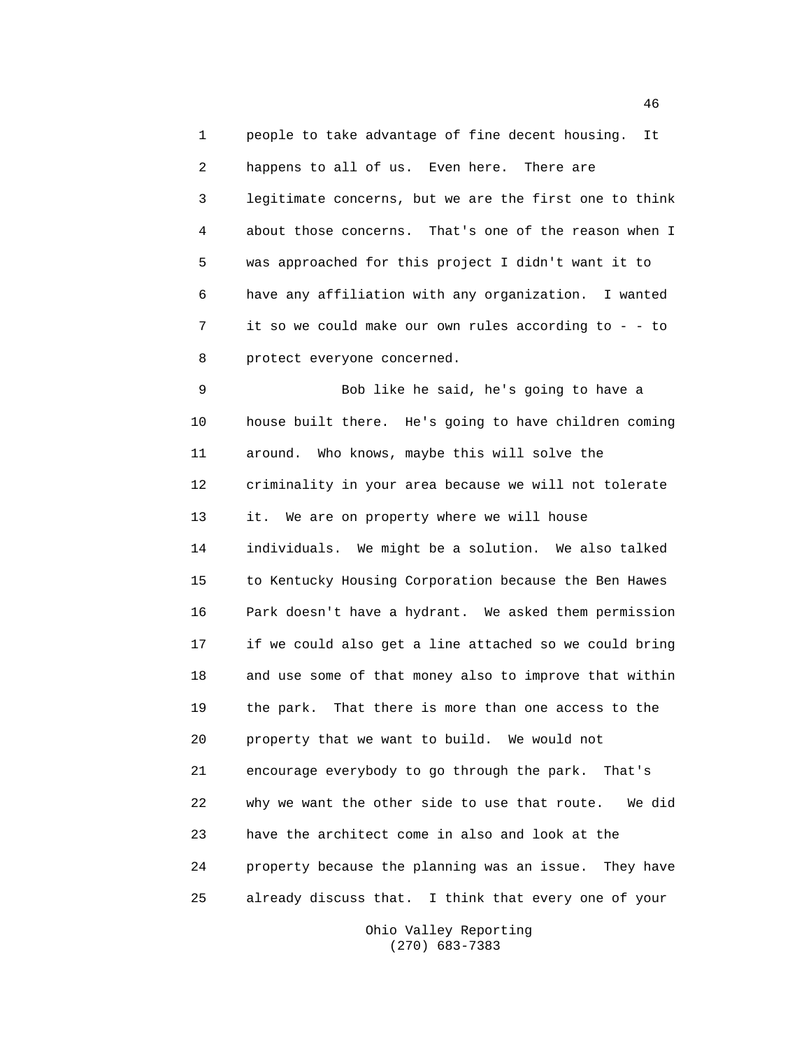people to take advantage of fine decent housing. It happens to all of us. Even here. There are legitimate concerns, but we are the first one to think about those concerns. That's one of the reason when I was approached for this project I didn't want it to have any affiliation with any organization. I wanted it so we could make our own rules according to - - to protect everyone concerned.

Bob like he said, he's going to have a house built there. He's going to have children coming around. Who knows, maybe this will solve the criminality in your area because we will not tolerate it. We are on property where we will house individuals. We might be a solution. We also talked to Kentucky Housing Corporation because the Ben Hawes Park doesn't have a hydrant. We asked them permission if we could also get a line attached so we could bring and use some of that money also to improve that within the park. That there is more than one access to the property that we want to build. We would not encourage everybody to go through the park. That's why we want the other side to use that route. We did have the architect come in also and look at the property because the planning was an issue. They have already discuss that. I think that every one of your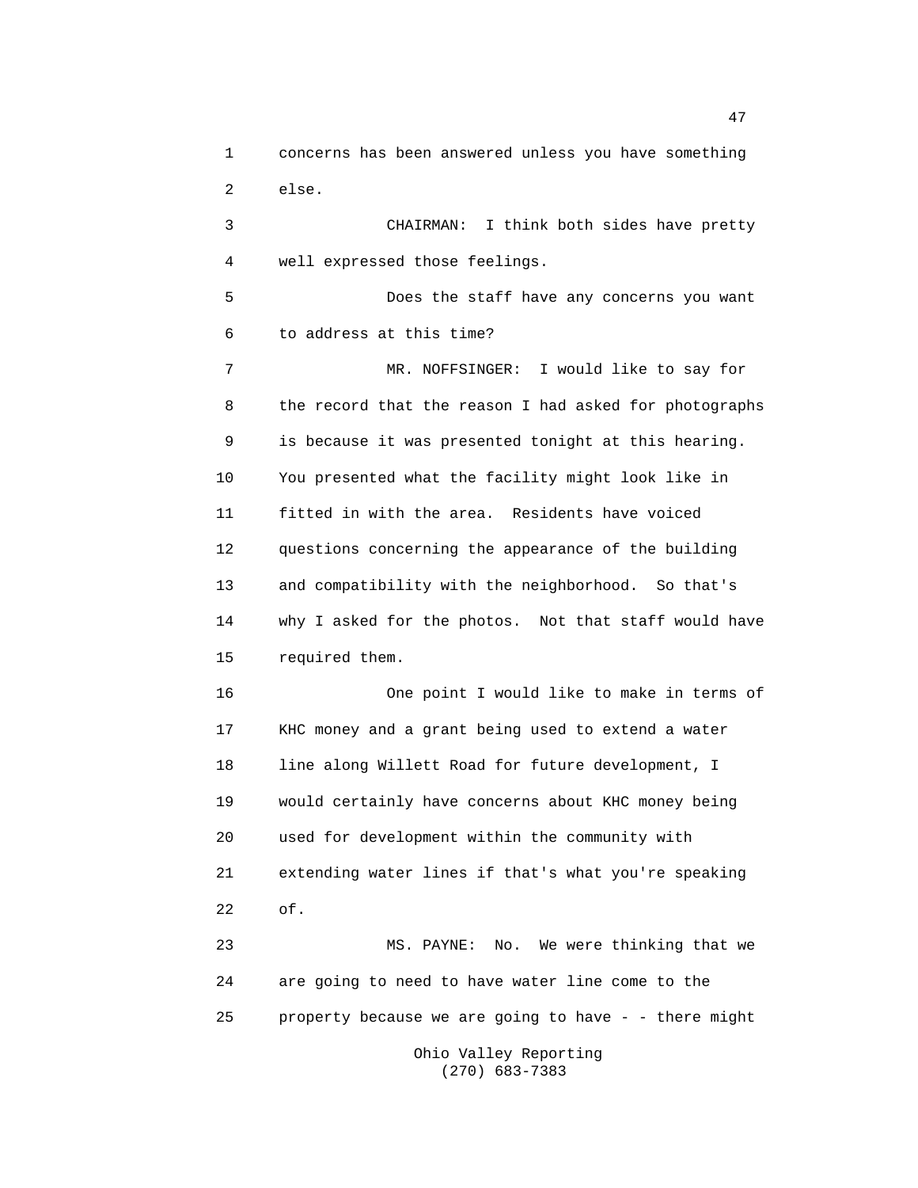concerns has been answered unless you have something else.

CHAIRMAN: I think both sides have pretty well expressed those feelings.

Does the staff have any concerns you want to address at this time?

MR. NOFFSINGER: I would like to say for the record that the reason I had asked for photographs is because it was presented tonight at this hearing. You presented what the facility might look like in fitted in with the area. Residents have voiced questions concerning the appearance of the building and compatibility with the neighborhood. So that's why I asked for the photos. Not that staff would have required them.

One point I would like to make in terms of KHC money and a grant being used to extend a water line along Willett Road for future development, I would certainly have concerns about KHC money being used for development within the community with extending water lines if that's what you're speaking of.

MS. PAYNE: No. We were thinking that we are going to need to have water line come to the property because we are going to have - - there might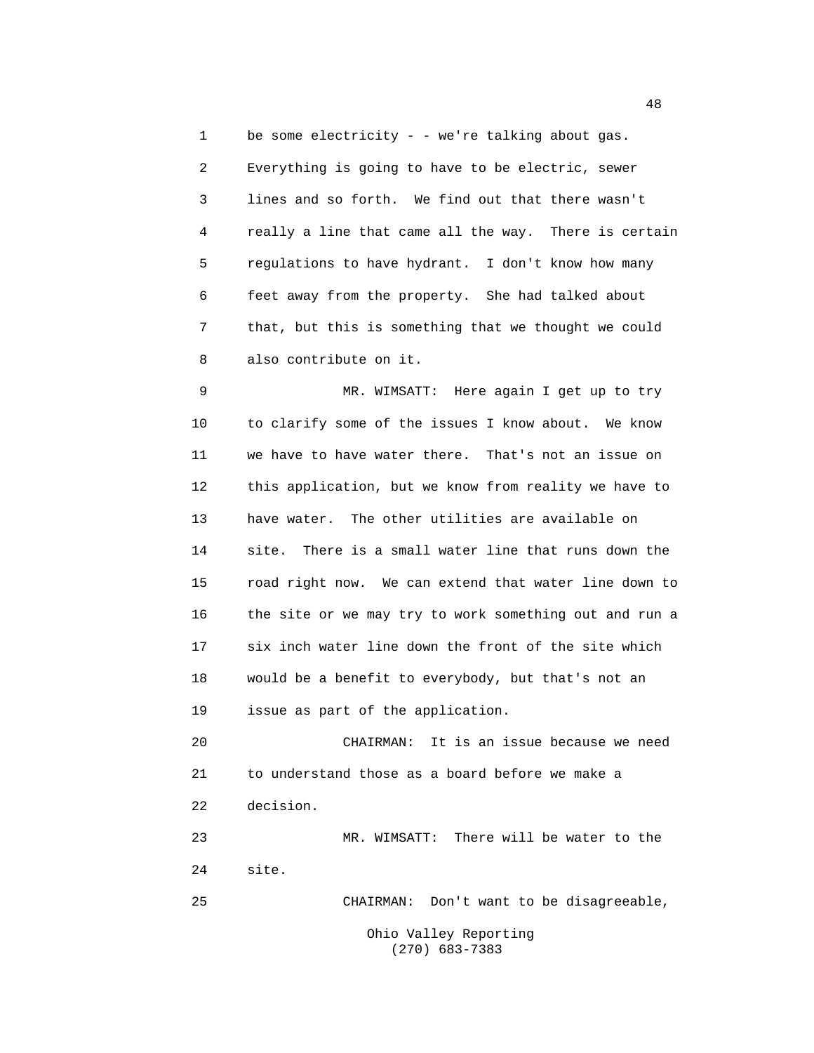1 be some electricity - - we're talking about gas.
2 Everything is going to have to be electric, sewer
3 lines and so forth. We find out that there wasn't
4 really a line that came all the way. There is certain
5 regulations to have hydrant. I don't know how many
6 feet away from the property. She had talked about
7 that, but this is something that we thought we could
8 also contribute on it.

9 MR. WIMSATT: Here again I get up to try
10 to clarify some of the issues I know about. We know
11 we have to have water there. That's not an issue on
12 this application, but we know from reality we have to
13 have water. The other utilities are available on
14 site. There is a small water line that runs down the
15 road right now. We can extend that water line down to
16 the site or we may try to work something out and run a
17 six inch water line down the front of the site which
18 would be a benefit to everybody, but that's not an
19 issue as part of the application.

20 CHAIRMAN: It is an issue because we need
21 to understand those as a board before we make a
22 decision.

23 MR. WIMSATT: There will be water to the
24 site.

25 CHAIRMAN: Don't want to be disagreeable,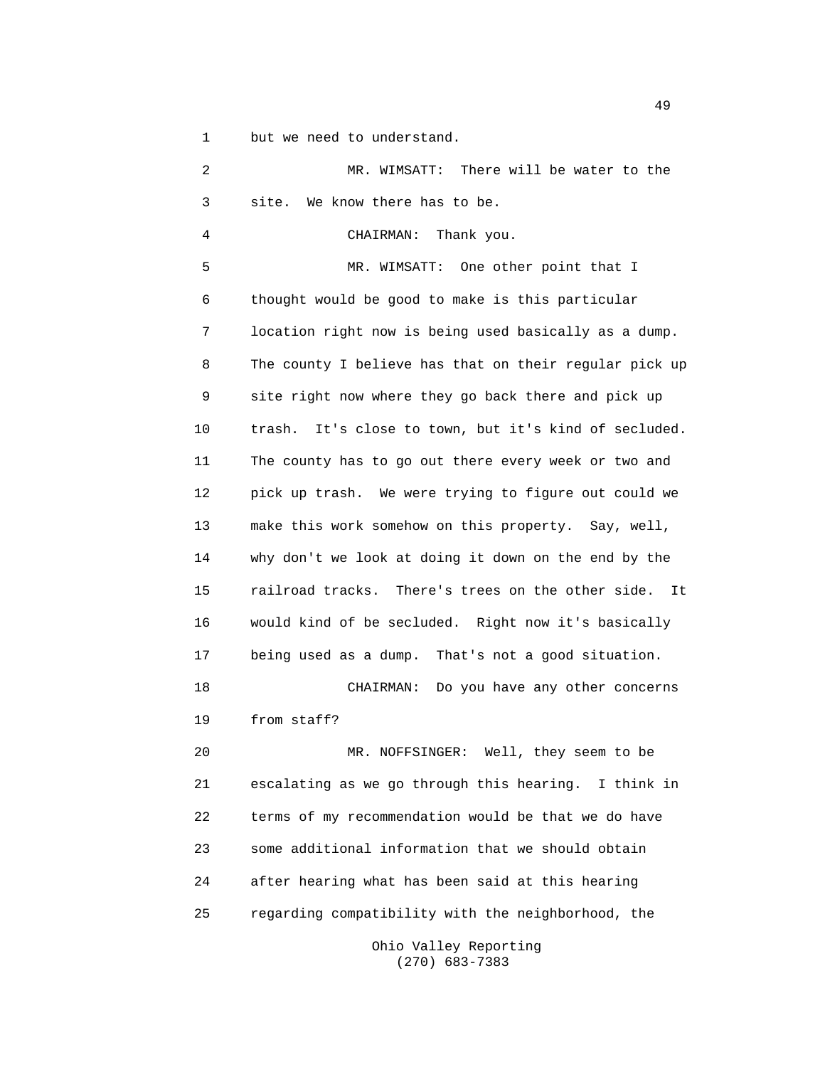1 but we need to understand.

2 MR. WIMSATT: There will be water to the
3 site. We know there has to be.

4 CHAIRMAN: Thank you.

5 MR. WIMSATT: One other point that I
6 thought would be good to make is this particular
7 location right now is being used basically as a dump.
8 The county I believe has that on their regular pick up
9 site right now where they go back there and pick up
10 trash. It's close to town, but it's kind of secluded.
11 The county has to go out there every week or two and
12 pick up trash. We were trying to figure out could we
13 make this work somehow on this property. Say, well,
14 why don't we look at doing it down on the end by the
15 railroad tracks. There's trees on the other side. It
16 would kind of be secluded. Right now it's basically
17 being used as a dump. That's not a good situation.

18 CHAIRMAN: Do you have any other concerns
19 from staff?

20 MR. NOFFSINGER: Well, they seem to be
21 escalating as we go through this hearing. I think in
22 terms of my recommendation would be that we do have
23 some additional information that we should obtain
24 after hearing what has been said at this hearing
25 regarding compatibility with the neighborhood, the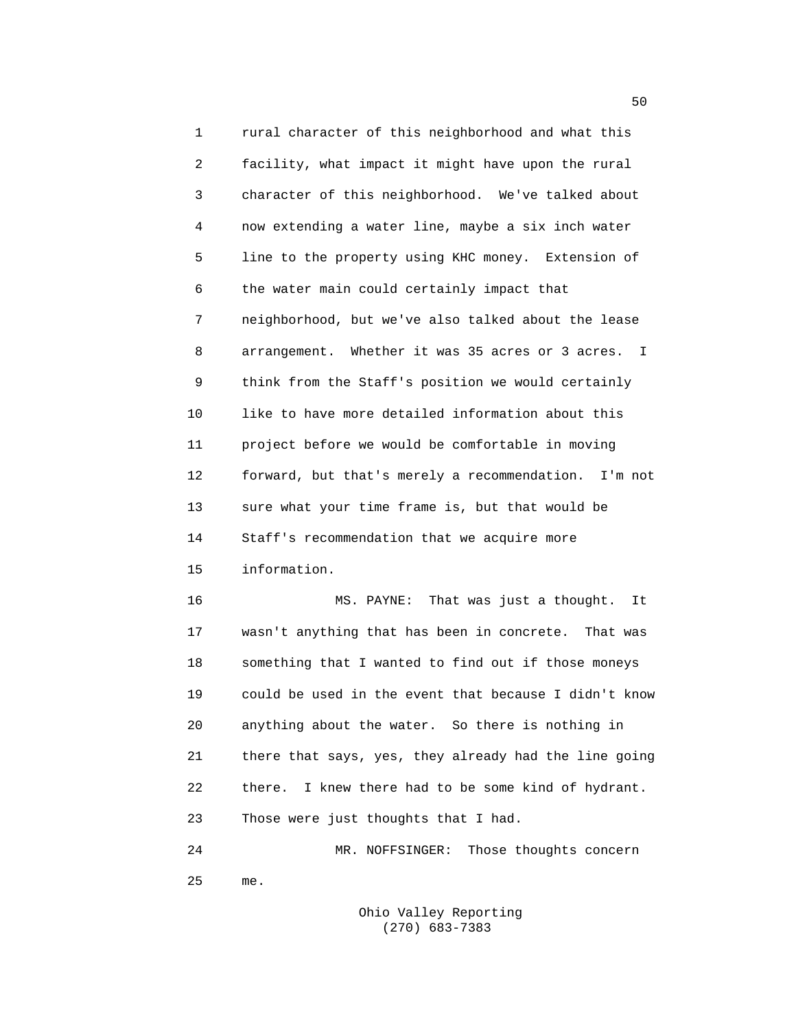rural character of this neighborhood and what this facility, what impact it might have upon the rural character of this neighborhood. We've talked about now extending a water line, maybe a six inch water line to the property using KHC money. Extension of the water main could certainly impact that neighborhood, but we've also talked about the lease arrangement. Whether it was 35 acres or 3 acres. I think from the Staff's position we would certainly like to have more detailed information about this project before we would be comfortable in moving forward, but that's merely a recommendation. I'm not sure what your time frame is, but that would be Staff's recommendation that we acquire more information.

MS. PAYNE: That was just a thought. It wasn't anything that has been in concrete. That was something that I wanted to find out if those moneys could be used in the event that because I didn't know anything about the water. So there is nothing in there that says, yes, they already had the line going there. I knew there had to be some kind of hydrant. Those were just thoughts that I had.

MR. NOFFSINGER: Those thoughts concern me.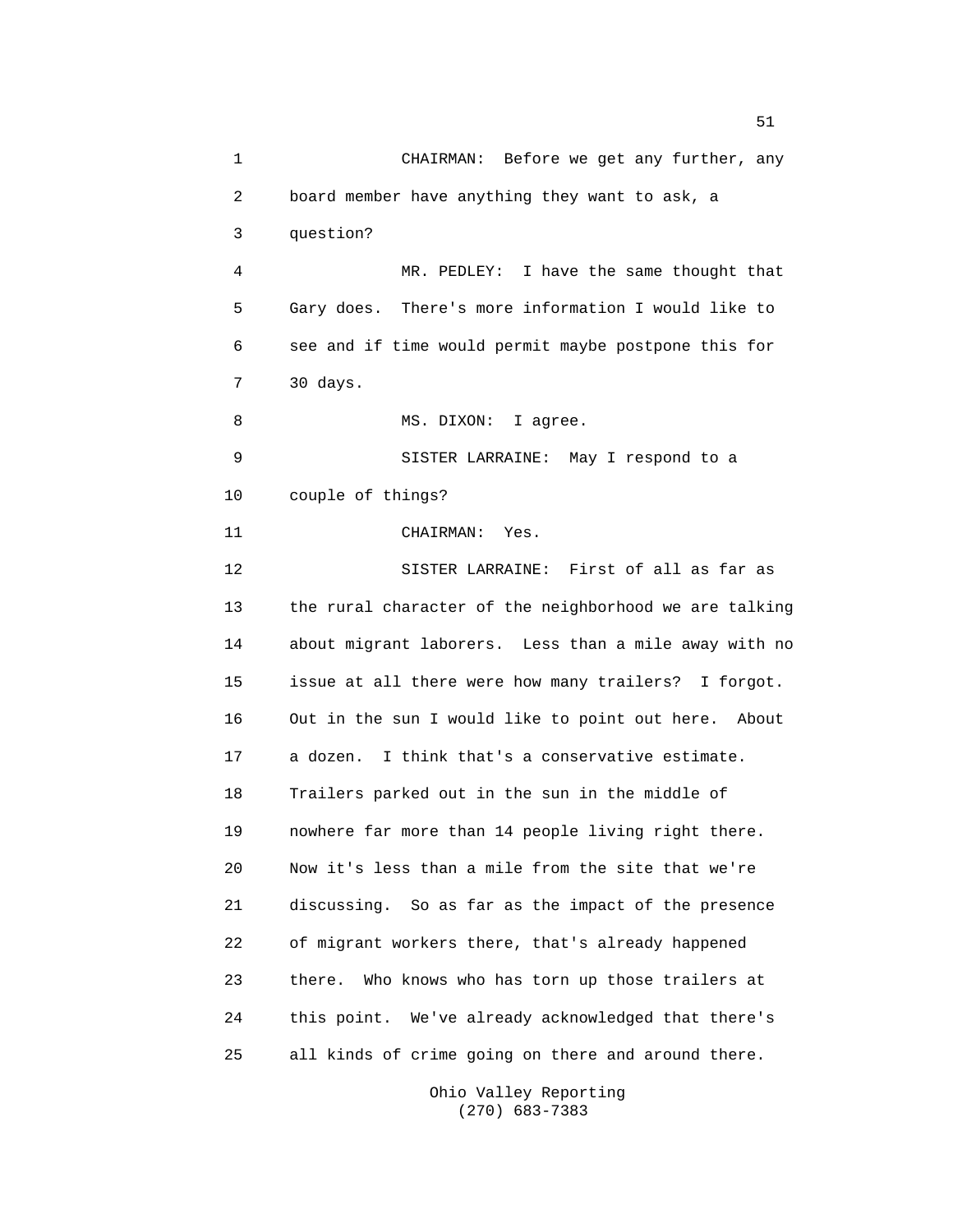CHAIRMAN: Before we get any further, any board member have anything they want to ask, a question?

MR. PEDLEY: I have the same thought that Gary does. There's more information I would like to see and if time would permit maybe postpone this for 30 days.

MS. DIXON: I agree.

SISTER LARRAINE: May I respond to a couple of things?

CHAIRMAN: Yes.

SISTER LARRAINE: First of all as far as the rural character of the neighborhood we are talking about migrant laborers. Less than a mile away with no issue at all there were how many trailers? I forgot. Out in the sun I would like to point out here. About a dozen. I think that's a conservative estimate. Trailers parked out in the sun in the middle of nowhere far more than 14 people living right there. Now it's less than a mile from the site that we're discussing. So as far as the impact of the presence of migrant workers there, that's already happened there. Who knows who has torn up those trailers at this point. We've already acknowledged that there's all kinds of crime going on there and around there.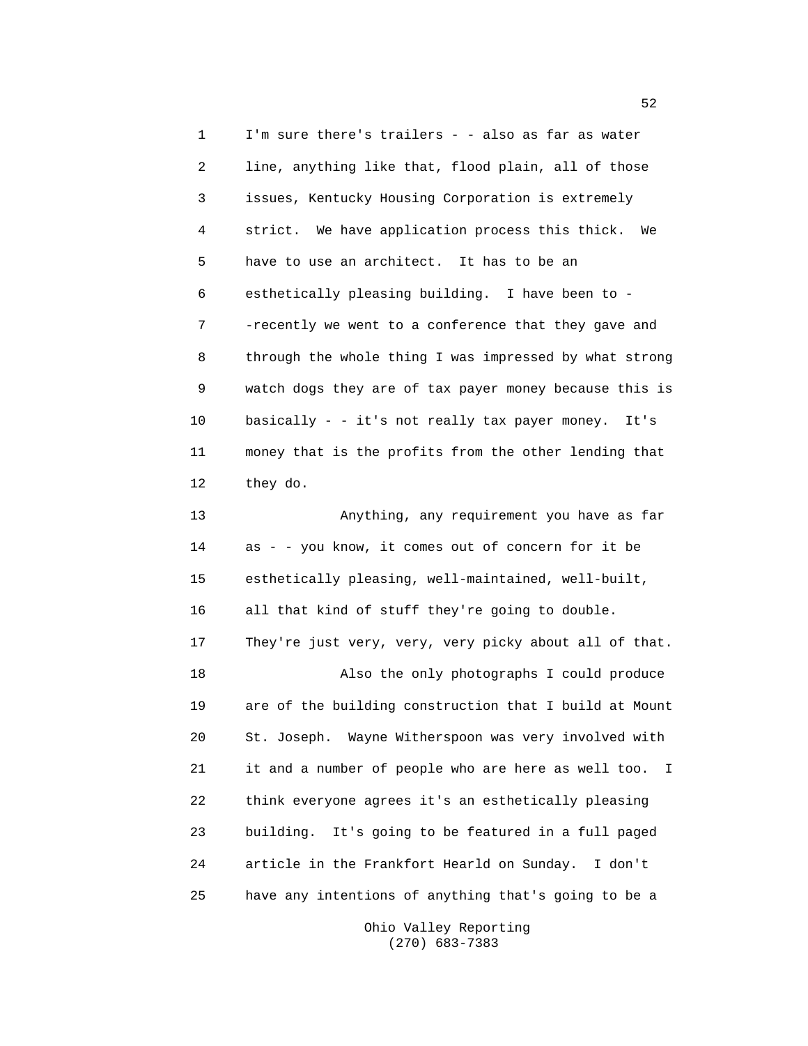I'm sure there's trailers - - also as far as water line, anything like that, flood plain, all of those issues, Kentucky Housing Corporation is extremely strict. We have application process this thick. We have to use an architect. It has to be an esthetically pleasing building. I have been to - -recently we went to a conference that they gave and through the whole thing I was impressed by what strong watch dogs they are of tax payer money because this is basically - - it's not really tax payer money. It's money that is the profits from the other lending that they do.

Anything, any requirement you have as far as - - you know, it comes out of concern for it be esthetically pleasing, well-maintained, well-built, all that kind of stuff they're going to double. They're just very, very, very picky about all of that.

Also the only photographs I could produce are of the building construction that I build at Mount St. Joseph. Wayne Witherspoon was very involved with it and a number of people who are here as well too. I think everyone agrees it's an esthetically pleasing building. It's going to be featured in a full paged article in the Frankfort Hearld on Sunday. I don't have any intentions of anything that's going to be a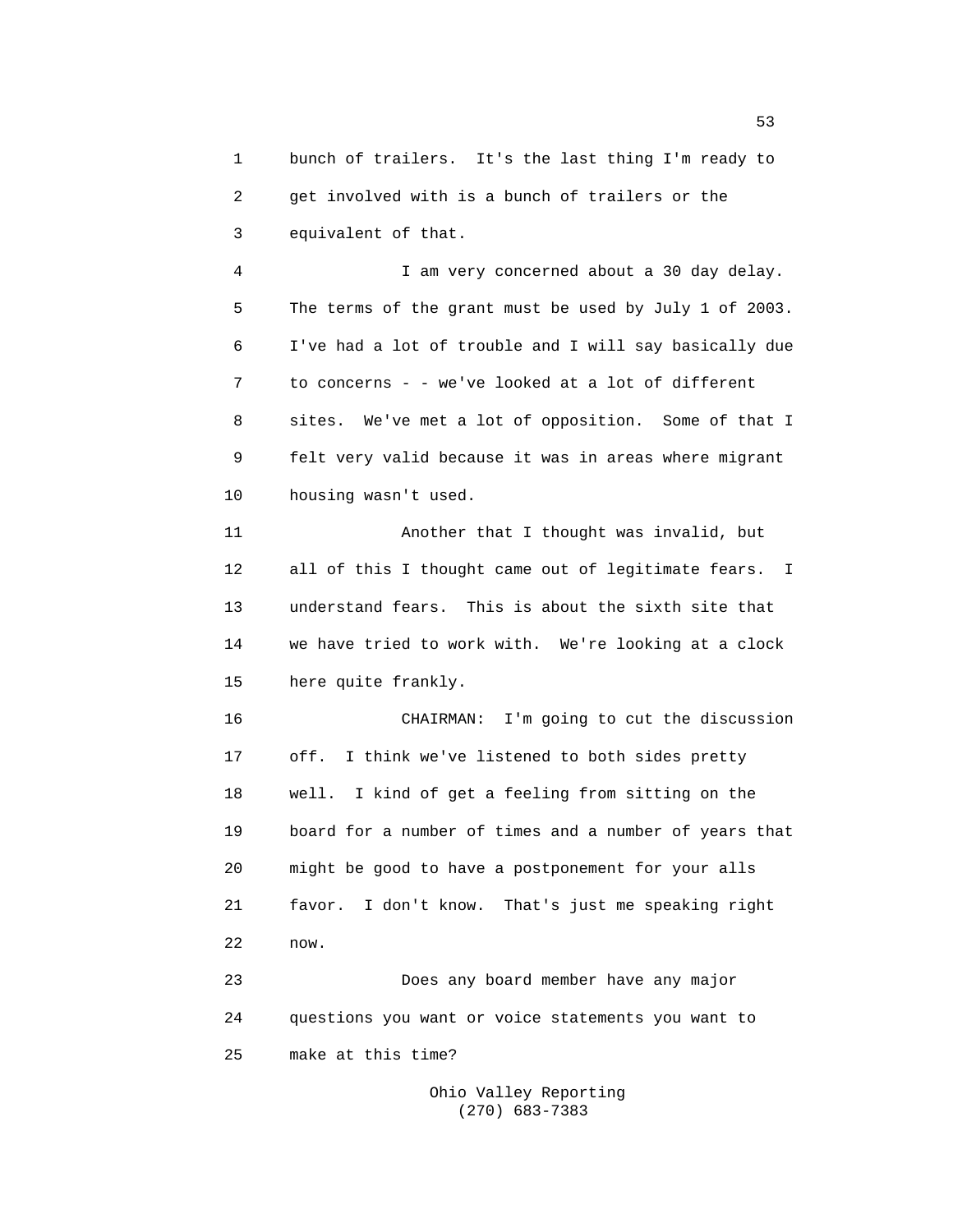bunch of trailers. It's the last thing I'm ready to get involved with is a bunch of trailers or the equivalent of that.

I am very concerned about a 30 day delay. The terms of the grant must be used by July 1 of 2003. I've had a lot of trouble and I will say basically due to concerns - - we've looked at a lot of different sites. We've met a lot of opposition. Some of that I felt very valid because it was in areas where migrant housing wasn't used.

Another that I thought was invalid, but all of this I thought came out of legitimate fears. I understand fears. This is about the sixth site that we have tried to work with. We're looking at a clock here quite frankly.

CHAIRMAN: I'm going to cut the discussion off. I think we've listened to both sides pretty well. I kind of get a feeling from sitting on the board for a number of times and a number of years that might be good to have a postponement for your alls favor. I don't know. That's just me speaking right now.

Does any board member have any major questions you want or voice statements you want to make at this time?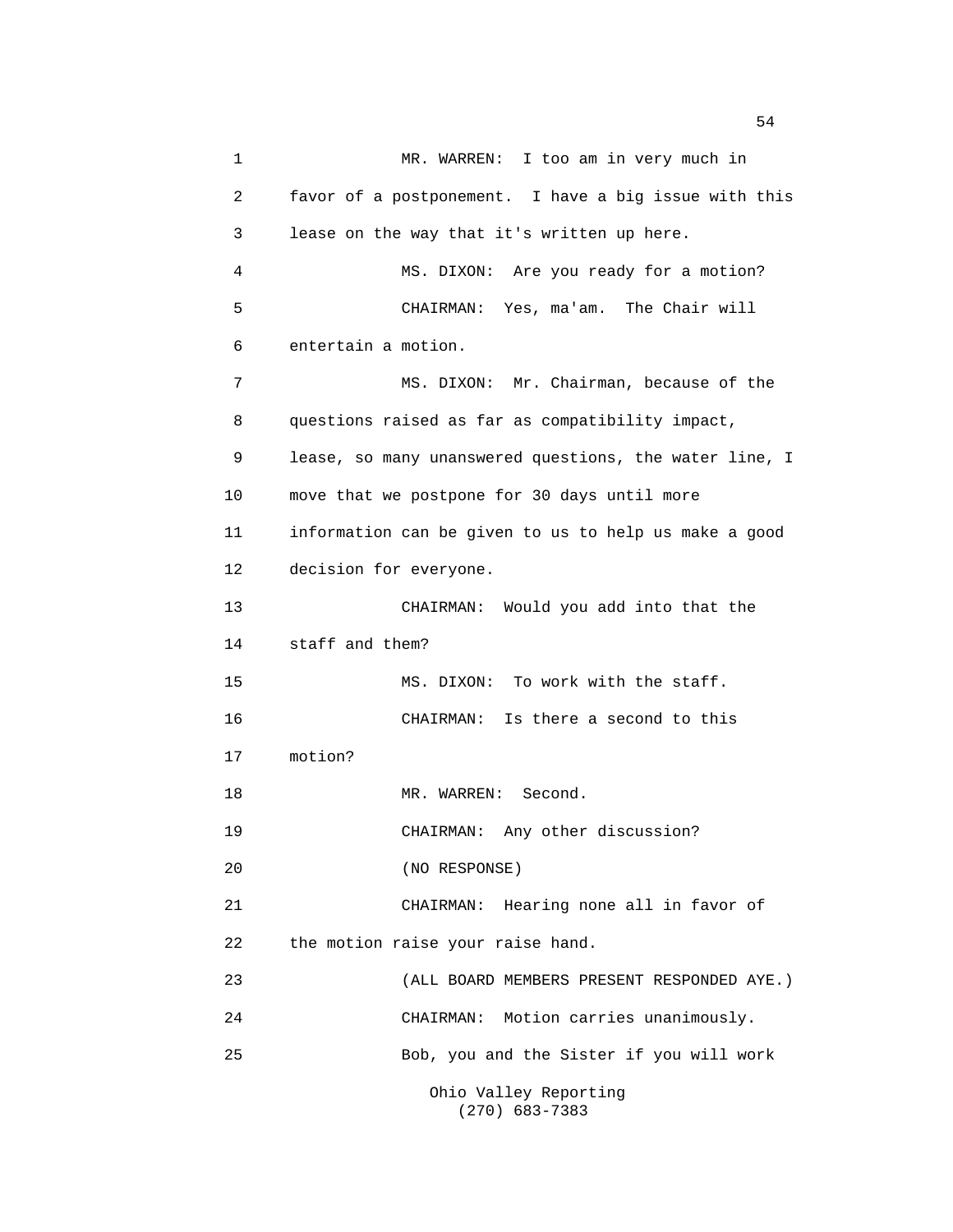1 MR. WARREN: I too am in very much in
2 favor of a postponement. I have a big issue with this
3 lease on the way that it's written up here.
4 MS. DIXON: Are you ready for a motion?
5 CHAIRMAN: Yes, ma'am. The Chair will
6 entertain a motion.
7 MS. DIXON: Mr. Chairman, because of the
8 questions raised as far as compatibility impact,
9 lease, so many unanswered questions, the water line, I
10 move that we postpone for 30 days until more
11 information can be given to us to help us make a good
12 decision for everyone.
13 CHAIRMAN: Would you add into that the
14 staff and them?
15 MS. DIXON: To work with the staff.
16 CHAIRMAN: Is there a second to this
17 motion?
18 MR. WARREN: Second.
19 CHAIRMAN: Any other discussion?
20 (NO RESPONSE)
21 CHAIRMAN: Hearing none all in favor of
22 the motion raise your raise hand.
23 (ALL BOARD MEMBERS PRESENT RESPONDED AYE.)
24 CHAIRMAN: Motion carries unanimously.
25 Bob, you and the Sister if you will work

Ohio Valley Reporting
(270) 683-7383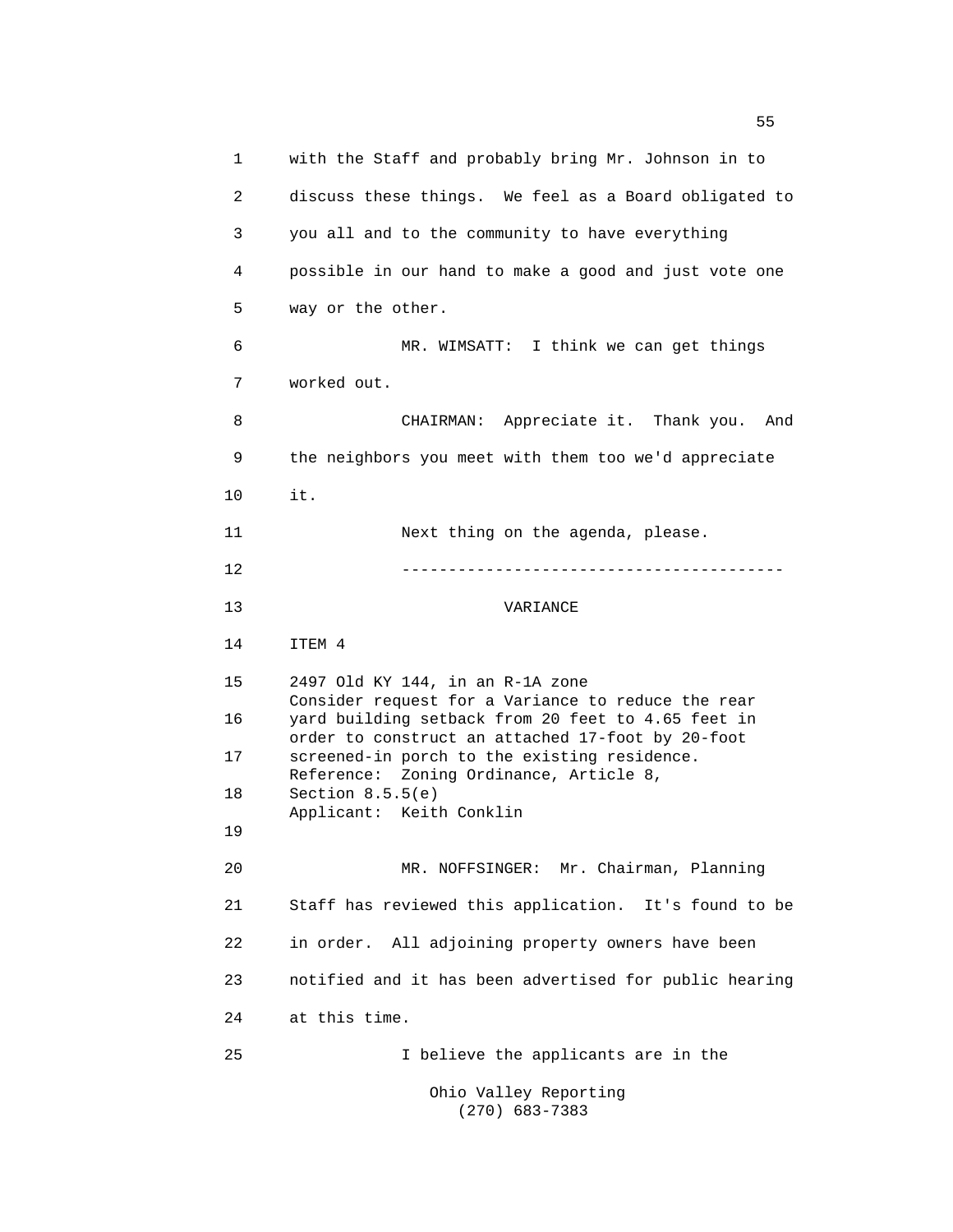with the Staff and probably bring Mr. Johnson in to discuss these things. We feel as a Board obligated to you all and to the community to have everything possible in our hand to make a good and just vote one way or the other.

MR. WIMSATT: I think we can get things worked out.

CHAIRMAN: Appreciate it. Thank you. And the neighbors you meet with them too we'd appreciate it.

Next thing on the agenda, please.

----------------------------------------

VARIANCE

ITEM 4

2497 Old KY 144, in an R-1A zone
Consider request for a Variance to reduce the rear yard building setback from 20 feet to 4.65 feet in order to construct an attached 17-foot by 20-foot screened-in porch to the existing residence.
Reference: Zoning Ordinance, Article 8, Section 8.5.5(e)
Applicant: Keith Conklin

MR. NOFFSINGER: Mr. Chairman, Planning Staff has reviewed this application. It's found to be in order. All adjoining property owners have been notified and it has been advertised for public hearing at this time.

I believe the applicants are in the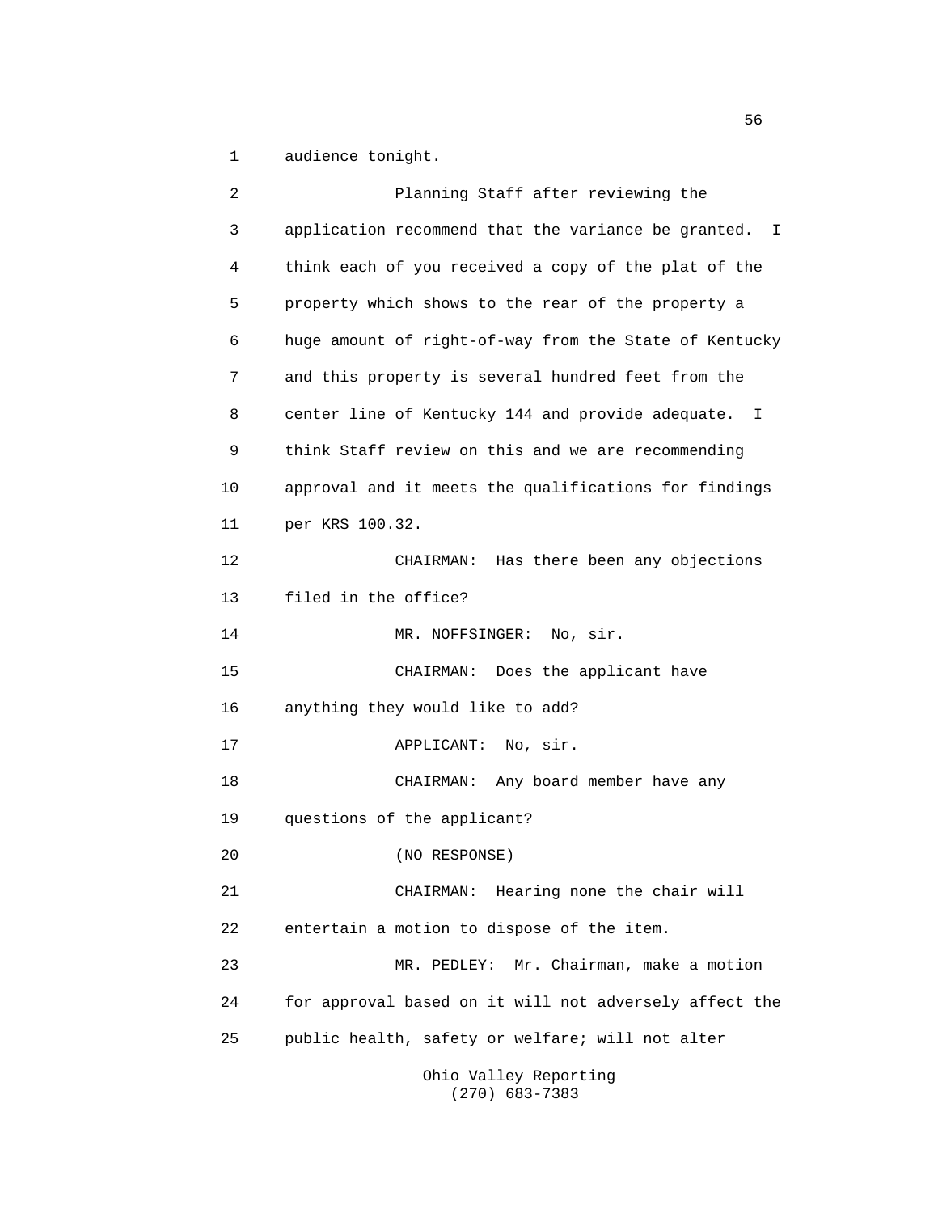audience tonight.

Planning Staff after reviewing the application recommend that the variance be granted. I think each of you received a copy of the plat of the property which shows to the rear of the property a huge amount of right-of-way from the State of Kentucky and this property is several hundred feet from the center line of Kentucky 144 and provide adequate. I think Staff review on this and we are recommending approval and it meets the qualifications for findings per KRS 100.32.

CHAIRMAN: Has there been any objections filed in the office?

MR. NOFFSINGER: No, sir.

CHAIRMAN: Does the applicant have anything they would like to add?

APPLICANT: No, sir.

CHAIRMAN: Any board member have any questions of the applicant?

(NO RESPONSE)

CHAIRMAN: Hearing none the chair will entertain a motion to dispose of the item.

MR. PEDLEY: Mr. Chairman, make a motion for approval based on it will not adversely affect the public health, safety or welfare; will not alter

Ohio Valley Reporting
(270) 683-7383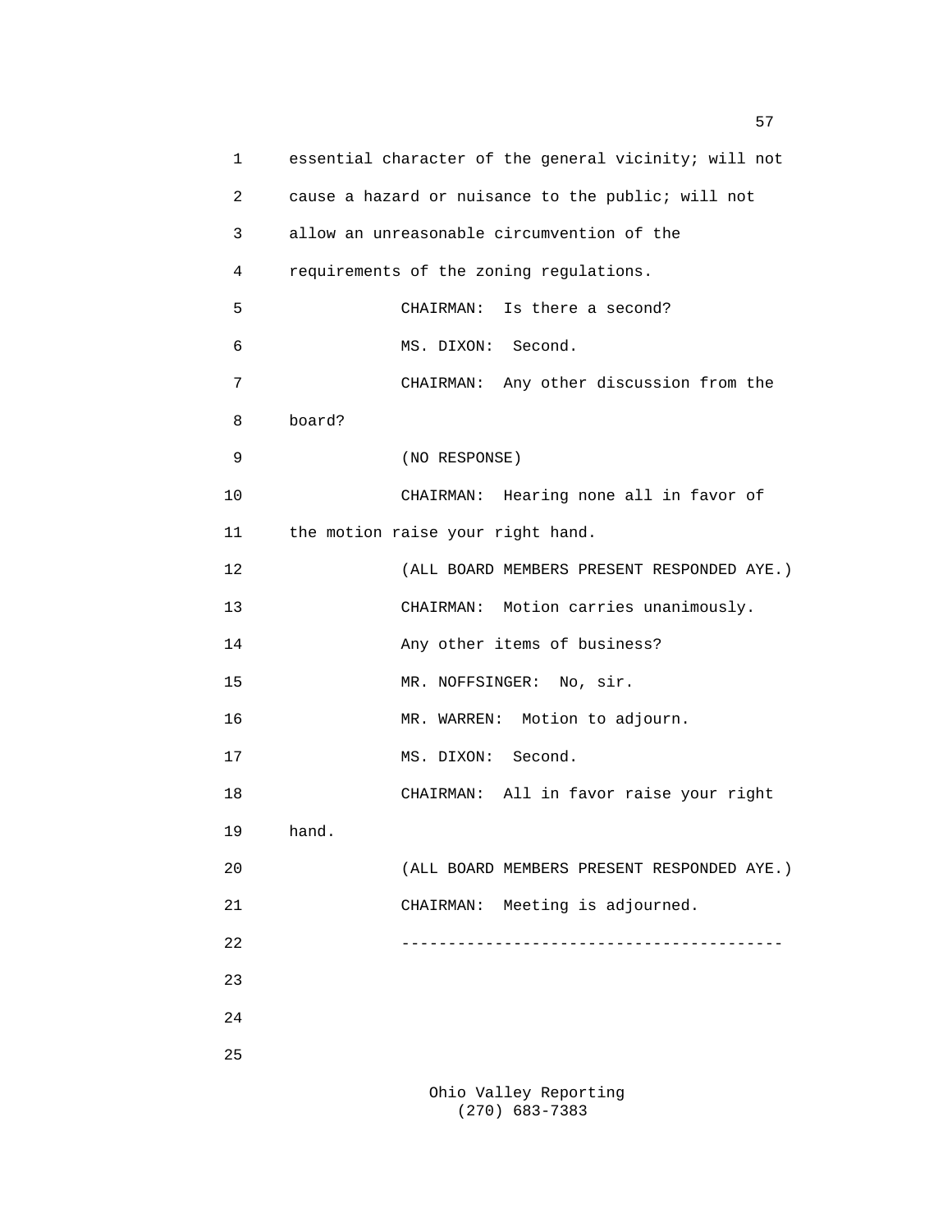essential character of the general vicinity; will not cause a hazard or nuisance to the public; will not allow an unreasonable circumvention of the requirements of the zoning regulations.

CHAIRMAN: Is there a second?

MS. DIXON: Second.

CHAIRMAN: Any other discussion from the board?

(NO RESPONSE)

CHAIRMAN: Hearing none all in favor of the motion raise your right hand.

(ALL BOARD MEMBERS PRESENT RESPONDED AYE.)

CHAIRMAN: Motion carries unanimously.

Any other items of business?

MR. NOFFSINGER: No, sir.

MR. WARREN: Motion to adjourn.

MS. DIXON: Second.

CHAIRMAN: All in favor raise your right hand.

(ALL BOARD MEMBERS PRESENT RESPONDED AYE.)

CHAIRMAN: Meeting is adjourned.

----------------------------------------

Ohio Valley Reporting
(270) 683-7383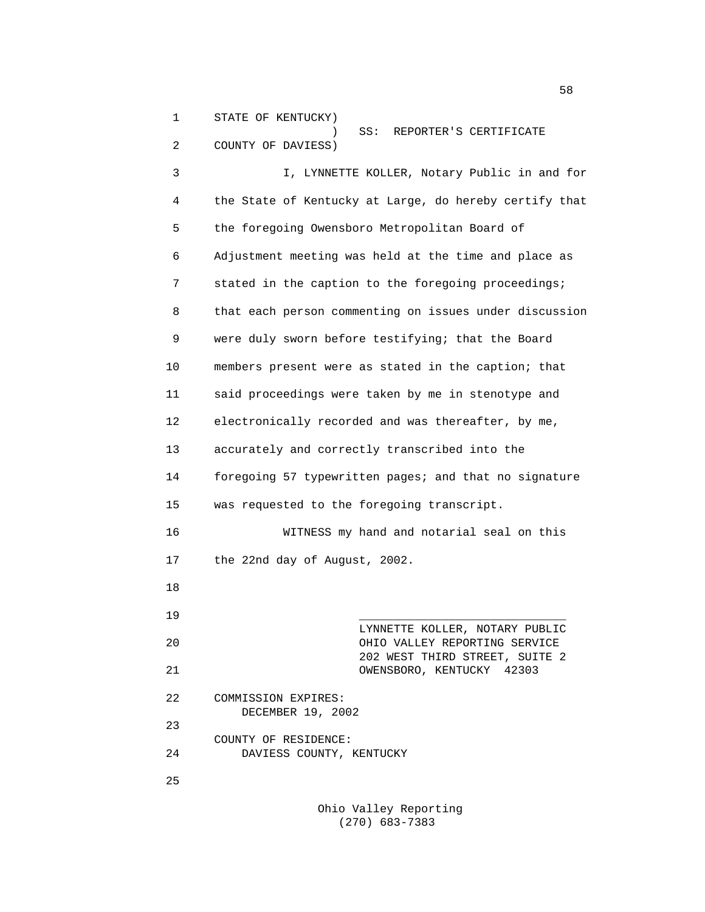STATE OF KENTUCKY)
) SS: REPORTER'S CERTIFICATE
COUNTY OF DAVIESS)

I, LYNNETTE KOLLER, Notary Public in and for the State of Kentucky at Large, do hereby certify that the foregoing Owensboro Metropolitan Board of Adjustment meeting was held at the time and place as stated in the caption to the foregoing proceedings; that each person commenting on issues under discussion were duly sworn before testifying; that the Board members present were as stated in the caption; that said proceedings were taken by me in stenotype and electronically recorded and was thereafter, by me, accurately and correctly transcribed into the foregoing 57 typewritten pages; and that no signature was requested to the foregoing transcript.

WITNESS my hand and notarial seal on this the 22nd day of August, 2002.

\_\_\_\_\_\_\_\_\_\_\_\_\_\_\_\_\_\_\_\_\_\_\_\_\_\_\_\_\_\_
LYNNETTE KOLLER, NOTARY PUBLIC
OHIO VALLEY REPORTING SERVICE
202 WEST THIRD STREET, SUITE 2
OWENSBORO, KENTUCKY 42303

COMMISSION EXPIRES:
DECEMBER 19, 2002

COUNTY OF RESIDENCE:
DAVIESS COUNTY, KENTUCKY